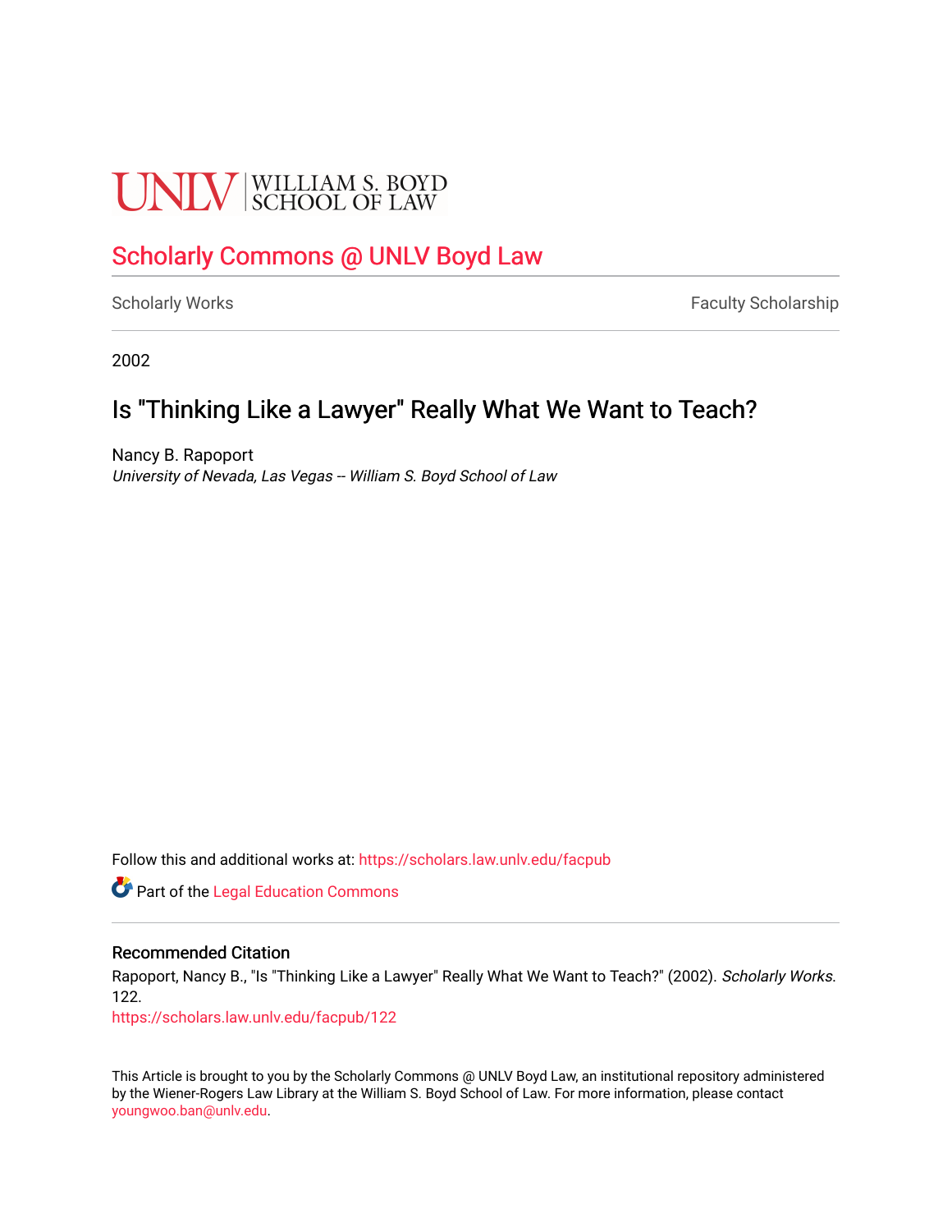UNLV | WILLIAM S. BOYD SCHOOL OF LAW

# Scholarly Commons @ UNLV Boyd Law

Scholarly Works | Faculty Scholarship

2002

## Is "Thinking Like a Lawyer" Really What We Want to Teach?

Nancy B. Rapoport
*University of Nevada, Las Vegas -- William S. Boyd School of Law*

Follow this and additional works at: https://scholars.law.unlv.edu/facpub

Part of the Legal Education Commons

### Recommended Citation

Rapoport, Nancy B., "Is "Thinking Like a Lawyer" Really What We Want to Teach?" (2002). *Scholarly Works*. 122.
https://scholars.law.unlv.edu/facpub/122

This Article is brought to you by the Scholarly Commons @ UNLV Boyd Law, an institutional repository administered by the Wiener-Rogers Law Library at the William S. Boyd School of Law. For more information, please contact youngwoo.ban@unlv.edu.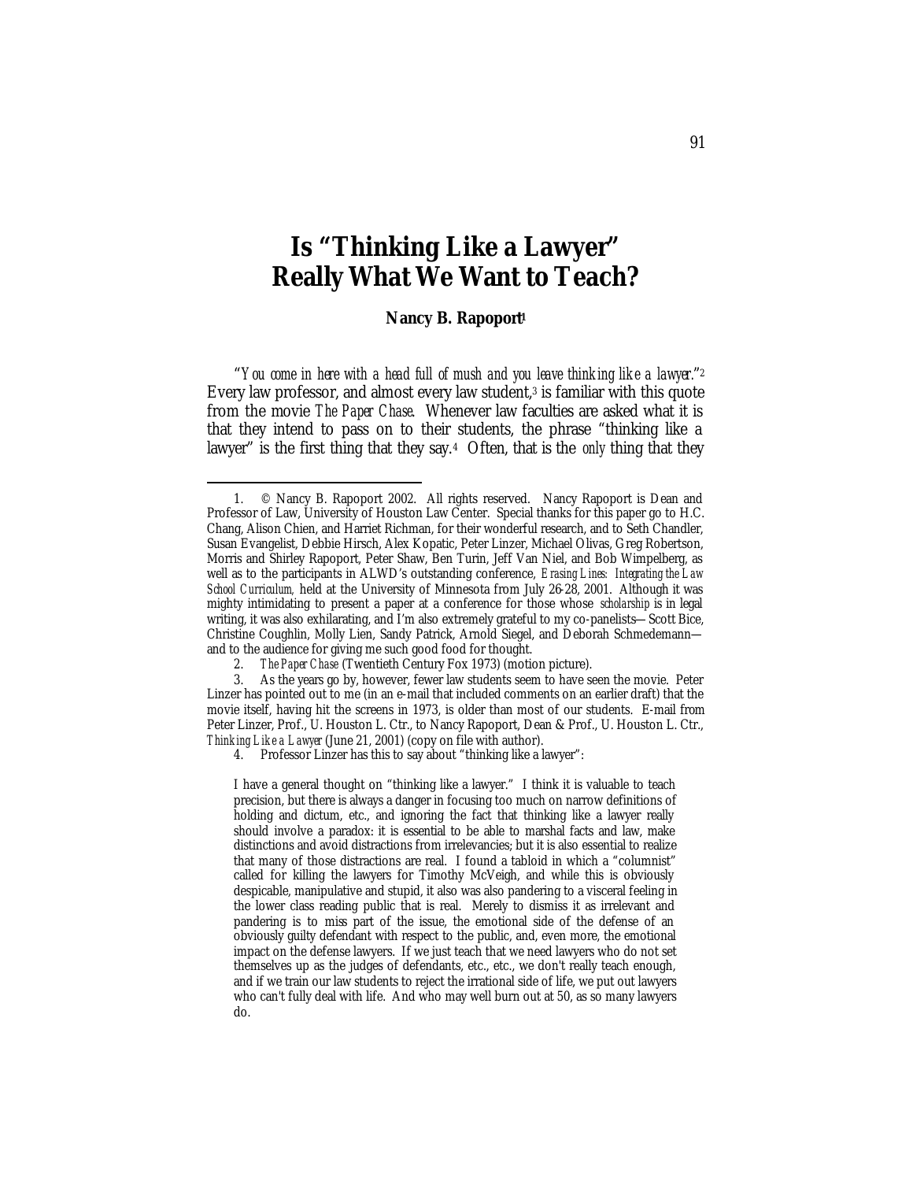# Is "Thinking Like a Lawyer" Really What We Want to Teach?

**Nancy B. Rapoport**[1]

"*You come in here with a head full of mush and you leave thinking like a lawyer.*"[2] Every law professor, and almost every law student,[3] is familiar with this quote from the movie *The Paper Chase*. Whenever law faculties are asked what it is that they intend to pass on to their students, the phrase "thinking like a lawyer" is the first thing that they say.[4] Often, that is the *only* thing that they

---

1. © Nancy B. Rapoport 2002. All rights reserved. Nancy Rapoport is Dean and Professor of Law, University of Houston Law Center. Special thanks for this paper go to H.C. Chang, Alison Chien, and Harriet Richman, for their wonderful research, and to Seth Chandler, Susan Evangelist, Debbie Hirsch, Alex Kopatic, Peter Linzer, Michael Olivas, Greg Robertson, Morris and Shirley Rapoport, Peter Shaw, Ben Turin, Jeff Van Niel, and Bob Wimpelberg, as well as to the participants in ALWD's outstanding conference, *Erasing Lines: Integrating the Law School Curriculum*, held at the University of Minnesota from July 26-28, 2001. Although it was mighty intimidating to present a paper at a conference for those whose *scholarship* is in legal writing, it was also exhilarating, and I'm also extremely grateful to my co-panelists—Scott Bice, Christine Coughlin, Molly Lien, Sandy Patrick, Arnold Siegel, and Deborah Schmedemann—and to the audience for giving me such good food for thought.

2. *The Paper Chase* (Twentieth Century Fox 1973) (motion picture).

3. As the years go by, however, fewer law students seem to have seen the movie. Peter Linzer has pointed out to me (in an e-mail that included comments on an earlier draft) that the movie itself, having hit the screens in 1973, is older than most of our students. E-mail from Peter Linzer, Prof., U. Houston L. Ctr., to Nancy Rapoport, Dean & Prof., U. Houston L. Ctr., *Thinking Like a Lawyer* (June 21, 2001) (copy on file with author).

4. Professor Linzer has this to say about "thinking like a lawyer":

> I have a general thought on "thinking like a lawyer." I think it is valuable to teach precision, but there is always a danger in focusing too much on narrow definitions of holding and dictum, etc., and ignoring the fact that thinking like a lawyer really should involve a paradox: it is essential to be able to marshal facts and law, make distinctions and avoid distractions from irrelevancies; but it is also essential to realize that many of those distractions are real. I found a tabloid in which a "columnist" called for killing the lawyers for Timothy McVeigh, and while this is obviously despicable, manipulative and stupid, it also was also pandering to a visceral feeling in the lower class reading public that is real. Merely to dismiss it as irrelevant and pandering is to miss part of the issue, the emotional side of the defense of an obviously guilty defendant with respect to the public, and, even more, the emotional impact on the defense lawyers. If we just teach that we need lawyers who do not set themselves up as the judges of defendants, etc., etc., we don't really teach enough, and if we train our law students to reject the irrational side of life, we put out lawyers who can't fully deal with life. And who may well burn out at 50, as so many lawyers do.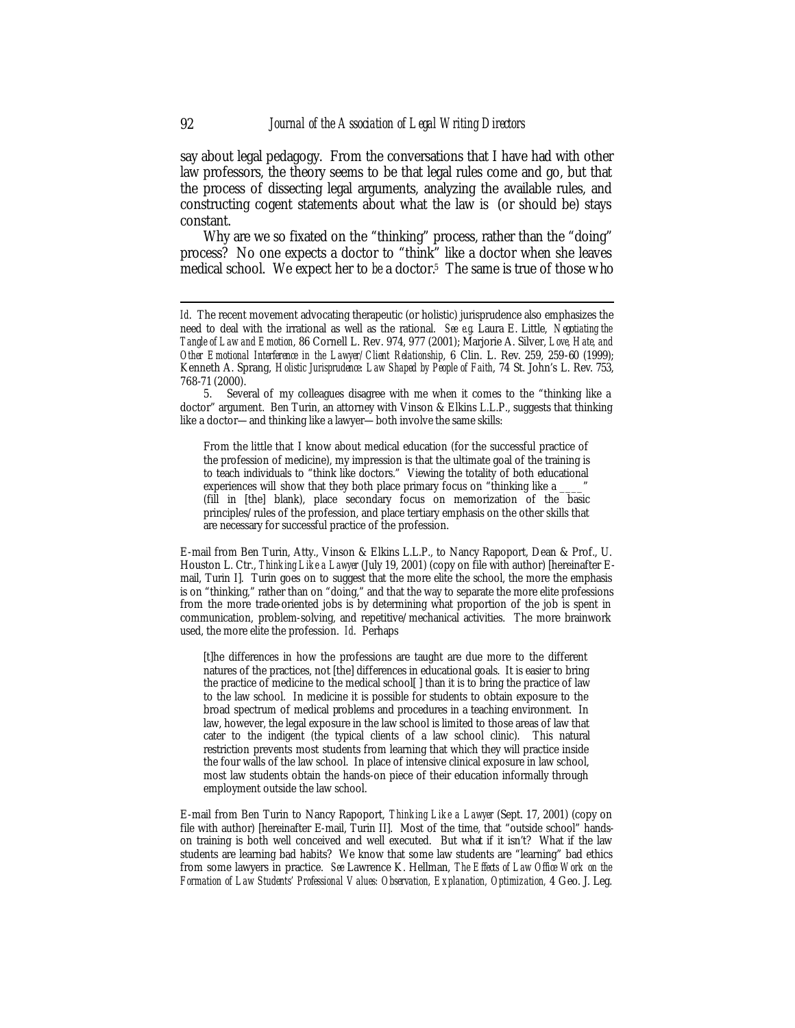say about legal pedagogy. From the conversations that I have had with other law professors, the theory seems to be that legal rules come and go, but that the process of dissecting legal arguments, analyzing the available rules, and constructing cogent statements about what the law is (or should be) stays constant.

Why are we so fixated on the "thinking" process, rather than the "doing" process? No one expects a doctor to "think" like a doctor when she leaves medical school. We expect her to *be* a doctor.[5] The same is true of those who

---

*Id.* The recent movement advocating therapeutic (or holistic) jurisprudence also emphasizes the need to deal with the irrational as well as the rational. *See e.g.* Laura E. Little, *Negotiating the Tangle of Law and Emotion*, 86 Cornell L. Rev. 974, 977 (2001); Marjorie A. Silver, *Love, Hate, and Other Emotional Interference in the Lawyer/Client Relationship*, 6 Clin. L. Rev. 259, 259-60 (1999); Kenneth A. Sprang, *Holistic Jurisprudence: Law Shaped by People of Faith*, 74 St. John's L. Rev. 753, 768-71 (2000).

5. Several of my colleagues disagree with me when it comes to the "thinking like a doctor" argument. Ben Turin, an attorney with Vinson & Elkins L.L.P., suggests that thinking like a doctor—and thinking like a lawyer—both involve the same skills:

> From the little that I know about medical education (for the successful practice of the profession of medicine), my impression is that the ultimate goal of the training is to teach individuals to "think like doctors." Viewing the totality of both educational experiences will show that they both place primary focus on "thinking like a ____" (fill in [the] blank), place secondary focus on memorization of the basic principles/rules of the profession, and place tertiary emphasis on the other skills that are necessary for successful practice of the profession.

E-mail from Ben Turin, Atty., Vinson & Elkins L.L.P., to Nancy Rapoport, Dean & Prof., U. Houston L. Ctr., *Thinking Like a Lawyer* (July 19, 2001) (copy on file with author) [hereinafter E-mail, Turin I]. Turin goes on to suggest that the more elite the school, the more the emphasis is on "thinking," rather than on "doing," and that the way to separate the more elite professions from the more trade-oriented jobs is by determining what proportion of the job is spent in communication, problem-solving, and repetitive/mechanical activities. The more brainwork used, the more elite the profession. *Id.* Perhaps

> [t]he differences in how the professions are taught are due more to the different natures of the practices, not [the] differences in educational goals. It is easier to bring the practice of medicine to the medical school[ ] than it is to bring the practice of law to the law school. In medicine it is possible for students to obtain exposure to the broad spectrum of medical problems and procedures in a teaching environment. In law, however, the legal exposure in the law school is limited to those areas of law that cater to the indigent (the typical clients of a law school clinic). This natural restriction prevents most students from learning that which they will practice inside the four walls of the law school. In place of intensive clinical exposure in law school, most law students obtain the hands-on piece of their education informally through employment outside the law school.

E-mail from Ben Turin to Nancy Rapoport, *Thinking Like a Lawyer* (Sept. 17, 2001) (copy on file with author) [hereinafter E-mail, Turin II]. Most of the time, that "outside school" hands-on training is both well conceived and well executed. But what if it isn't? What if the law students are learning bad habits? We know that some law students are "learning" bad ethics from some lawyers in practice. *See* Lawrence K. Hellman, *The Effects of Law Office Work on the Formation of Law Students' Professional Values: Observation, Explanation, Optimization,* 4 Geo. J. Leg.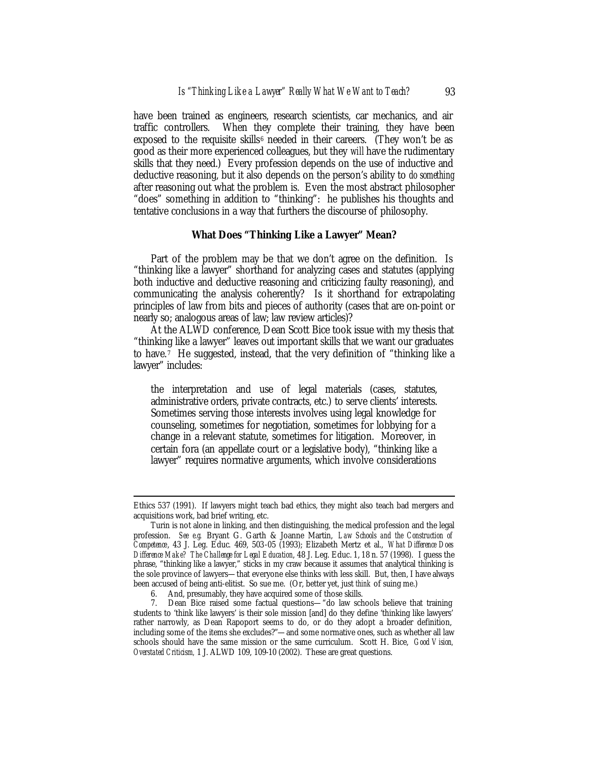have been trained as engineers, research scientists, car mechanics, and air traffic controllers. When they complete their training, they have been exposed to the requisite skills[6] needed in their careers. (They won't be as good as their more experienced colleagues, but they *will* have the rudimentary skills that they need.) Every profession depends on the use of inductive and deductive reasoning, but it also depends on the person's ability to *do something* after reasoning out what the problem is. Even the most abstract philosopher "does" something in addition to "thinking": he publishes his thoughts and tentative conclusions in a way that furthers the discourse of philosophy.

## What Does "Thinking Like a Lawyer" Mean?

Part of the problem may be that we don't agree on the definition. Is "thinking like a lawyer" shorthand for analyzing cases and statutes (applying both inductive and deductive reasoning and criticizing faulty reasoning), and communicating the analysis coherently? Is it shorthand for extrapolating principles of law from bits and pieces of authority (cases that are on-point or nearly so; analogous areas of law; law review articles)?

At the ALWD conference, Dean Scott Bice took issue with my thesis that "thinking like a lawyer" leaves out important skills that we want our graduates to have.[7] He suggested, instead, that the very definition of "thinking like a lawyer" includes:

> the interpretation and use of legal materials (cases, statutes, administrative orders, private contracts, etc.) to serve clients' interests. Sometimes serving those interests involves using legal knowledge for counseling, sometimes for negotiation, sometimes for lobbying for a change in a relevant statute, sometimes for litigation. Moreover, in certain fora (an appellate court or a legislative body), "thinking like a lawyer" requires normative arguments, which involve considerations

---

Ethics 537 (1991). If lawyers might teach bad ethics, they might also teach bad mergers and acquisitions work, bad brief writing, etc.

Turin is not alone in linking, and then distinguishing, the medical profession and the legal profession. *See e.g.* Bryant G. Garth & Joanne Martin, *Law Schools and the Construction of Competence*, 43 J. Leg. Educ. 469, 503-05 (1993); Elizabeth Mertz et al., *What Difference Does Difference Make? The Challenge for Legal Education*, 48 J. Leg. Educ. 1, 18 n. 57 (1998). I guess the phrase, "thinking like a lawyer," sticks in my craw because it assumes that analytical thinking is the sole province of lawyers—that everyone else thinks with less skill. But, then, I have always been accused of being anti-elitist. So sue me. (Or, better yet, just *think* of suing me.)

6. And, presumably, they have acquired some of those skills.

7. Dean Bice raised some factual questions—"do law schools believe that training students to 'think like lawyers' is their sole mission [and] do they define 'thinking like lawyers' rather narrowly, as Dean Rapoport seems to do, or do they adopt a broader definition, including some of the items she excludes?"—and some normative ones, such as whether all law schools should have the same mission or the same curriculum. Scott H. Bice, *Good Vision, Overstated Criticism*, 1 J. ALWD 109, 109-10 (2002). These are great questions.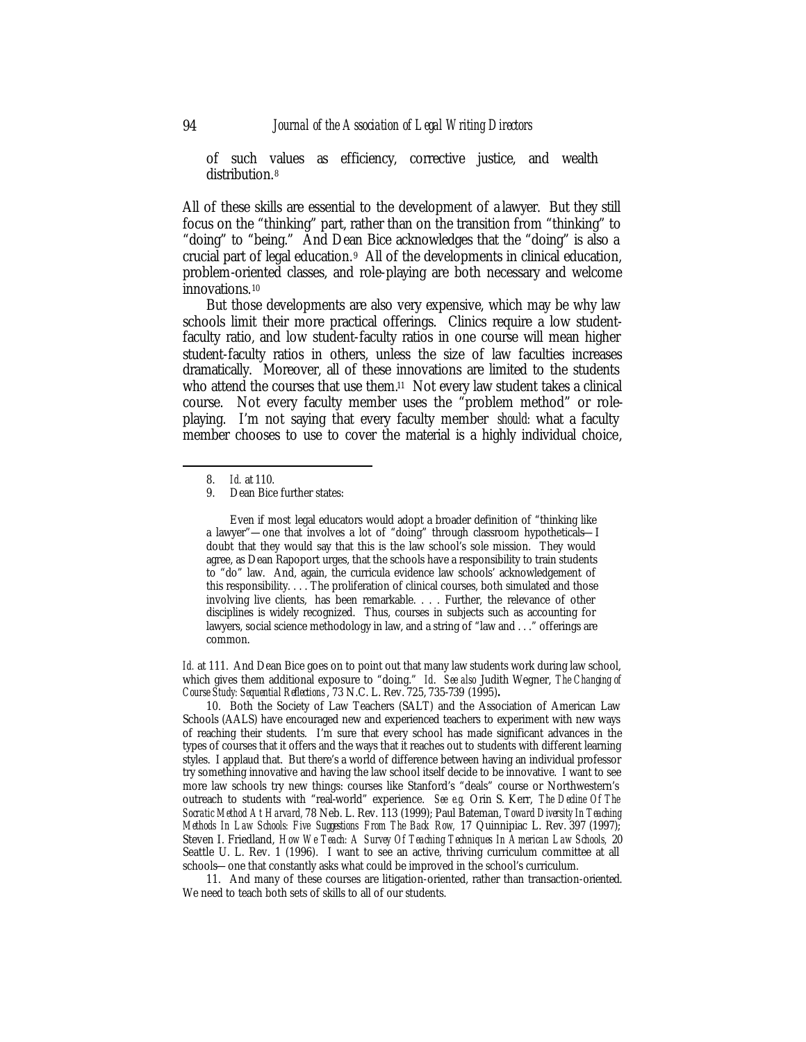of such values as efficiency, corrective justice, and wealth distribution.[8]

All of these skills are essential to the development of a lawyer. But they still focus on the "thinking" part, rather than on the transition from "thinking" to "doing" to "being." And Dean Bice acknowledges that the "doing" is also a crucial part of legal education.[9] All of the developments in clinical education, problem-oriented classes, and role-playing are both necessary and welcome innovations.[10]

But those developments are also very expensive, which may be why law schools limit their more practical offerings. Clinics require a low student-faculty ratio, and low student-faculty ratios in one course will mean higher student-faculty ratios in others, unless the size of law faculties increases dramatically. Moreover, all of these innovations are limited to the students who attend the courses that use them.[11] Not every law student takes a clinical course. Not every faculty member uses the "problem method" or role-playing. I'm not saying that every faculty member *should:* what a faculty member chooses to use to cover the material is a highly individual choice,

---

8. *Id.* at 110.

9. Dean Bice further states:

> Even if most legal educators would adopt a broader definition of "thinking like a lawyer"—one that involves a lot of "doing" through classroom hypotheticals—I doubt that they would say that this is the law school's sole mission. They would agree, as Dean Rapoport urges, that the schools have a responsibility to train students to "do" law. And, again, the curricula evidence law schools' acknowledgement of this responsibility. . . . The proliferation of clinical courses, both simulated and those involving live clients, has been remarkable. . . . Further, the relevance of other disciplines is widely recognized. Thus, courses in subjects such as accounting for lawyers, social science methodology in law, and a string of "law and . . ." offerings are common.

*Id.* at 111. And Dean Bice goes on to point out that many law students work during law school, which gives them additional exposure to "doing." *Id. See also* Judith Wegner, *The Changing of Course Study: Sequential Reflections*, 73 N.C. L. Rev. 725, 735-739 (1995).

10. Both the Society of Law Teachers (SALT) and the Association of American Law Schools (AALS) have encouraged new and experienced teachers to experiment with new ways of reaching their students. I'm sure that every school has made significant advances in the types of courses that it offers and the ways that it reaches out to students with different learning styles. I applaud that. But there's a world of difference between having an individual professor try something innovative and having the law school itself decide to be innovative. I want to see more law schools try new things: courses like Stanford's "deals" course or Northwestern's outreach to students with "real-world" experience. *See e.g.* Orin S. Kerr, *The Decline Of The Socratic Method At Harvard*, 78 Neb. L. Rev. 113 (1999); Paul Bateman, *Toward Diversity In Teaching Methods In Law Schools: Five Suggestions From The Back Row,* 17 Quinnipiac L. Rev. 397 (1997); Steven I. Friedland, *How We Teach: A Survey Of Teaching Techniques In American Law Schools,* 20 Seattle U. L. Rev. 1 (1996). I want to see an active, thriving curriculum committee at all schools—one that constantly asks what could be improved in the school's curriculum.

11. And many of these courses are litigation-oriented, rather than transaction-oriented. We need to teach both sets of skills to all of our students.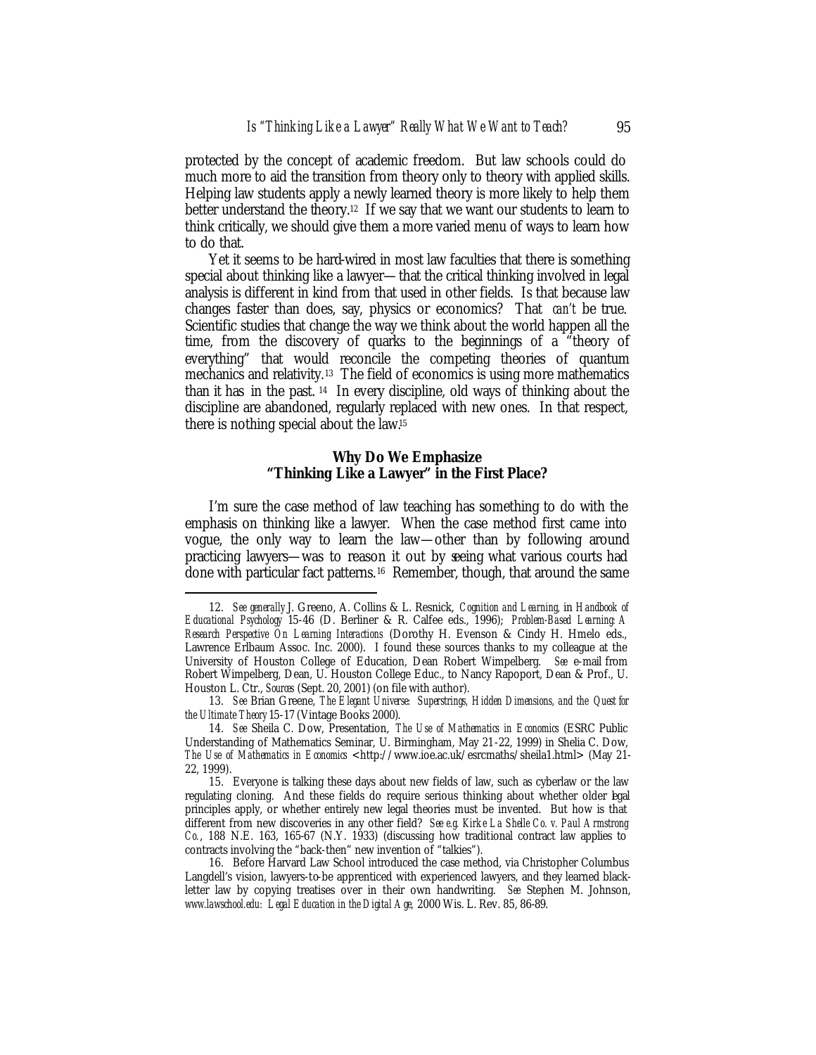protected by the concept of academic freedom. But law schools could do much more to aid the transition from theory only to theory with applied skills. Helping law students apply a newly learned theory is more likely to help them better understand the theory.[12] If we say that we want our students to learn to think critically, we should give them a more varied menu of ways to learn how to do that.

Yet it seems to be hard-wired in most law faculties that there is something special about thinking like a lawyer—that the critical thinking involved in legal analysis is different in kind from that used in other fields. Is that because law changes faster than does, say, physics or economics? That *can't* be true. Scientific studies that change the way we think about the world happen all the time, from the discovery of quarks to the beginnings of a "theory of everything" that would reconcile the competing theories of quantum mechanics and relativity.[13] The field of economics is using more mathematics than it has in the past.[14] In every discipline, old ways of thinking about the discipline are abandoned, regularly replaced with new ones. In that respect, there is nothing special about the law.[15]

### Why Do We Emphasize "Thinking Like a Lawyer" in the First Place?

I'm sure the case method of law teaching has something to do with the emphasis on thinking like a lawyer. When the case method first came into vogue, the only way to learn the law—other than by following around practicing lawyers—was to reason it out by seeing what various courts had done with particular fact patterns.[16] Remember, though, that around the same

---

12. *See generally* J. Greeno, A. Collins & L. Resnick, *Cognition and Learning*, in *Handbook of Educational Psychology* 15-46 (D. Berliner & R. Calfee eds., 1996); *Problem-Based Learning: A Research Perspective On Learning Interactions* (Dorothy H. Evenson & Cindy H. Hmelo eds., Lawrence Erlbaum Assoc. Inc. 2000). I found these sources thanks to my colleague at the University of Houston College of Education, Dean Robert Wimpelberg. *See* e-mail from Robert Wimpelberg, Dean, U. Houston College Educ., to Nancy Rapoport, Dean & Prof., U. Houston L. Ctr., *Sources* (Sept. 20, 2001) (on file with author).

13. *See* Brian Greene, *The Elegant Universe: Superstrings, Hidden Dimensions, and the Quest for the Ultimate Theory* 15-17 (Vintage Books 2000).

14. *See* Sheila C. Dow, Presentation, *The Use of Mathematics in Economics* (ESRC Public Understanding of Mathematics Seminar, U. Birmingham, May 21-22, 1999) in Shelia C. Dow, *The Use of Mathematics in Economics* <http://www.ioe.ac.uk/esrcmaths/sheila1.html> (May 21-22, 1999).

15. Everyone is talking these days about new fields of law, such as cyberlaw or the law regulating cloning. And these fields do require serious thinking about whether older legal principles apply, or whether entirely new legal theories must be invented. But how is that different from new discoveries in any other field? *See e.g. Kirke La Shelle Co. v. Paul Armstrong Co.*, 188 N.E. 163, 165-67 (N.Y. 1933) (discussing how traditional contract law applies to contracts involving the "back-then" new invention of "talkies").

16. Before Harvard Law School introduced the case method, via Christopher Columbus Langdell's vision, lawyers-to-be apprenticed with experienced lawyers, and they learned black-letter law by copying treatises over in their own handwriting. *See* Stephen M. Johnson, *www.lawschool.edu: Legal Education in the Digital Age,* 2000 Wis. L. Rev. 85, 86-89.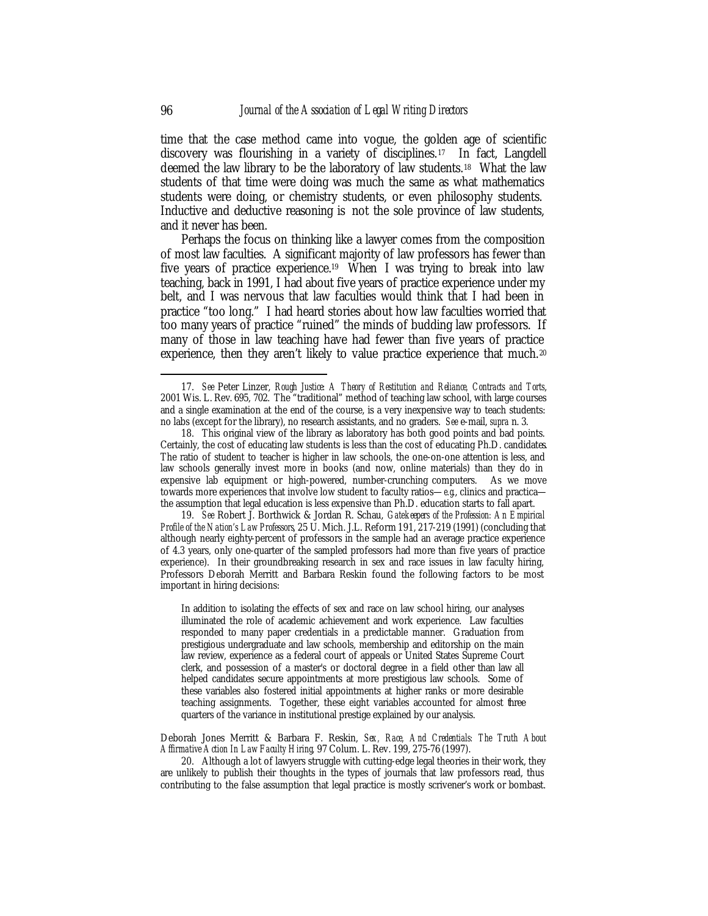time that the case method came into vogue, the golden age of scientific discovery was flourishing in a variety of disciplines.[17] In fact, Langdell deemed the law library to be the laboratory of law students.[18] What the law students of that time were doing was much the same as what mathematics students were doing, or chemistry students, or even philosophy students. Inductive and deductive reasoning is not the sole province of law students, and it never has been.

Perhaps the focus on thinking like a lawyer comes from the composition of most law faculties. A significant majority of law professors has fewer than five years of practice experience.[19] When I was trying to break into law teaching, back in 1991, I had about five years of practice experience under my belt, and I was nervous that law faculties would think that I had been in practice "too long." I had heard stories about how law faculties worried that too many years of practice "ruined" the minds of budding law professors. If many of those in law teaching have had fewer than five years of practice experience, then they aren't likely to value practice experience that much.[20]

---

17. *See* Peter Linzer, *Rough Justice: A Theory of Restitution and Reliance, Contracts and Torts*, 2001 Wis. L. Rev. 695, 702. The "traditional" method of teaching law school, with large courses and a single examination at the end of the course, is a very inexpensive way to teach students: no labs (except for the library), no research assistants, and no graders. *See* e-mail, *supra* n. 3.

18. This original view of the library as laboratory has both good points and bad points. Certainly, the cost of educating law students is less than the cost of educating Ph.D. candidates. The ratio of student to teacher is higher in law schools, the one-on-one attention is less, and law schools generally invest more in books (and now, online materials) than they do in expensive lab equipment or high-powered, number-crunching computers. As we move towards more experiences that involve low student to faculty ratios—*e.g.*, clinics and practica—the assumption that legal education is less expensive than Ph.D. education starts to fall apart.

19. *See* Robert J. Borthwick & Jordan R. Schau, *Gatekeepers of the Profession: An Empirical Profile of the Nation's Law Professors*, 25 U. Mich. J.L. Reform 191, 217-219 (1991) (concluding that although nearly eighty-percent of professors in the sample had an average practice experience of 4.3 years, only one-quarter of the sampled professors had more than five years of practice experience). In their groundbreaking research in sex and race issues in law faculty hiring, Professors Deborah Merritt and Barbara Reskin found the following factors to be most important in hiring decisions:

> In addition to isolating the effects of sex and race on law school hiring, our analyses illuminated the role of academic achievement and work experience. Law faculties responded to many paper credentials in a predictable manner. Graduation from prestigious undergraduate and law schools, membership and editorship on the main law review, experience as a federal court of appeals or United States Supreme Court clerk, and possession of a master's or doctoral degree in a field other than law all helped candidates secure appointments at more prestigious law schools. Some of these variables also fostered initial appointments at higher ranks or more desirable teaching assignments. Together, these eight variables accounted for almost three quarters of the variance in institutional prestige explained by our analysis.

Deborah Jones Merritt & Barbara F. Reskin, *Sex, Race, And Credentials: The Truth About Affirmative Action In Law Faculty Hiring*, 97 Colum. L. Rev. 199, 275-76 (1997).

20. Although a lot of lawyers struggle with cutting-edge legal theories in their work, they are unlikely to publish their thoughts in the types of journals that law professors read, thus contributing to the false assumption that legal practice is mostly scrivener's work or bombast.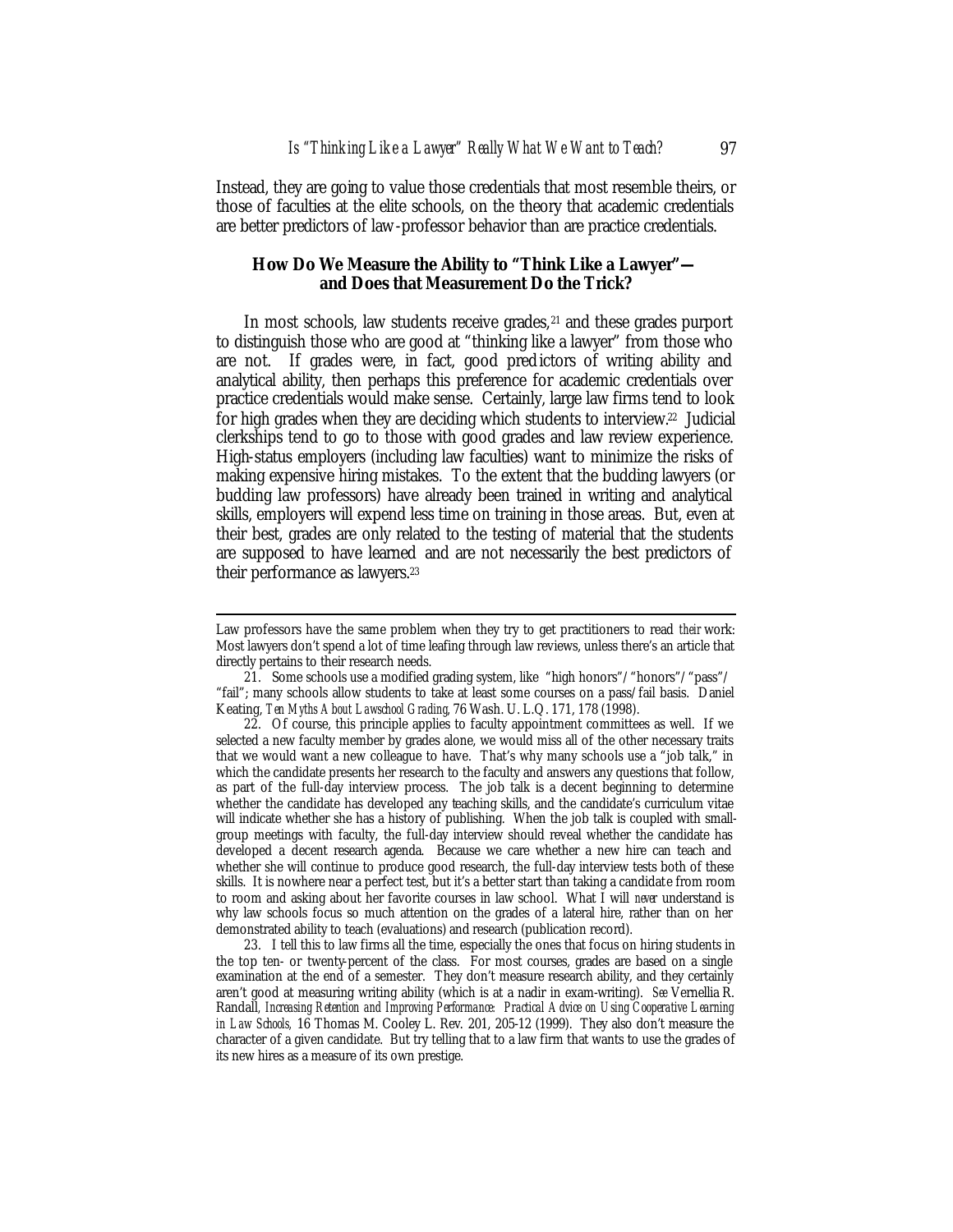Instead, they are going to value those credentials that most resemble theirs, or those of faculties at the elite schools, on the theory that academic credentials are better predictors of law-professor behavior than are practice credentials.

### How Do We Measure the Ability to "Think Like a Lawyer"—and Does that Measurement Do the Trick?

In most schools, law students receive grades,[21] and these grades purport to distinguish those who are good at "thinking like a lawyer" from those who are not. If grades were, in fact, good predictors of writing ability and analytical ability, then perhaps this preference for academic credentials over practice credentials would make sense. Certainly, large law firms tend to look for high grades when they are deciding which students to interview.[22] Judicial clerkships tend to go to those with good grades and law review experience. High-status employers (including law faculties) want to minimize the risks of making expensive hiring mistakes. To the extent that the budding lawyers (or budding law professors) have already been trained in writing and analytical skills, employers will expend less time on training in those areas. But, even at their best, grades are only related to the testing of material that the students are supposed to have learned and are not necessarily the best predictors of their performance as lawyers.[23]

---

Law professors have the same problem when they try to get practitioners to read *their* work: Most lawyers don't spend a lot of time leafing through law reviews, unless there's an article that directly pertains to their research needs.

21. Some schools use a modified grading system, like "high honors"/"honors"/"pass"/"fail"; many schools allow students to take at least some courses on a pass/fail basis. Daniel Keating, *Ten Myths About Lawschool Grading*, 76 Wash. U. L.Q. 171, 178 (1998).

22. Of course, this principle applies to faculty appointment committees as well. If we selected a new faculty member by grades alone, we would miss all of the other necessary traits that we would want a new colleague to have. That's why many schools use a "job talk," in which the candidate presents her research to the faculty and answers any questions that follow, as part of the full-day interview process. The job talk is a decent beginning to determine whether the candidate has developed any teaching skills, and the candidate's curriculum vitae will indicate whether she has a history of publishing. When the job talk is coupled with small-group meetings with faculty, the full-day interview should reveal whether the candidate has developed a decent research agenda. Because we care whether a new hire can teach and whether she will continue to produce good research, the full-day interview tests both of these skills. It is nowhere near a perfect test, but it's a better start than taking a candidate from room to room and asking about her favorite courses in law school. What I will *never* understand is why law schools focus so much attention on the grades of a lateral hire, rather than on her demonstrated ability to teach (evaluations) and research (publication record).

23. I tell this to law firms all the time, especially the ones that focus on hiring students in the top ten- or twenty-percent of the class. For most courses, grades are based on a single examination at the end of a semester. They don't measure research ability, and they certainly aren't good at measuring writing ability (which is at a nadir in exam-writing). *See* Vernellia R. Randall, *Increasing Retention and Improving Performance: Practical Advice on Using Cooperative Learning in Law Schools,* 16 Thomas M. Cooley L. Rev. 201, 205-12 (1999). They also don't measure the character of a given candidate. But try telling that to a law firm that wants to use the grades of its new hires as a measure of its own prestige.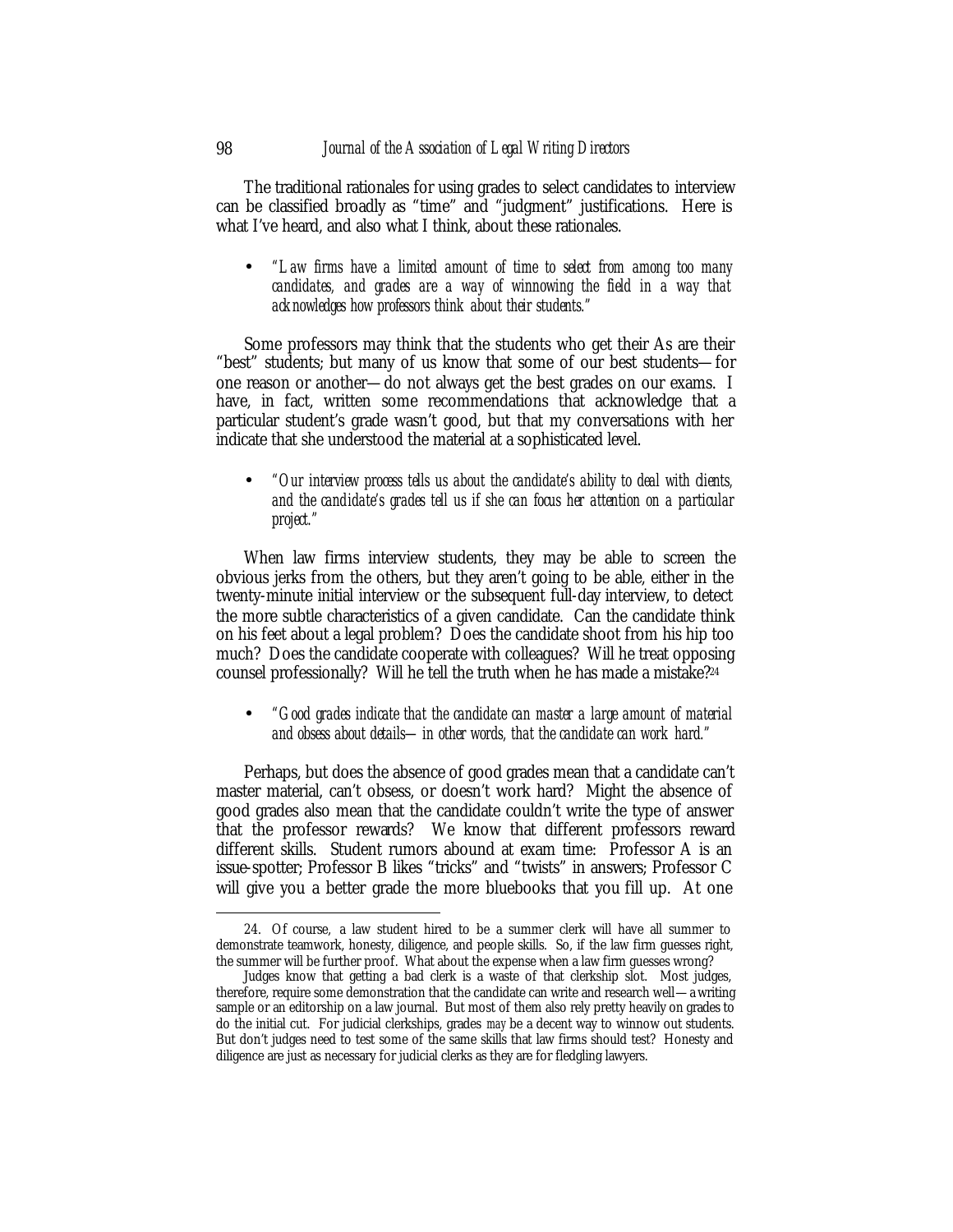The traditional rationales for using grades to select candidates to interview can be classified broadly as "time" and "judgment" justifications. Here is what I've heard, and also what I think, about these rationales.

- *"Law firms have a limited amount of time to select from among too many candidates, and grades are a way of winnowing the field in a way that acknowledges how professors think about their students."*

Some professors may think that the students who get their As are their "best" students; but many of us know that some of our best students—for one reason or another—do not always get the best grades on our exams. I have, in fact, written some recommendations that acknowledge that a particular student's grade wasn't good, but that my conversations with her indicate that she understood the material at a sophisticated level.

- *"Our interview process tells us about the candidate's ability to deal with clients, and the candidate's grades tell us if she can focus her attention on a particular project."*

When law firms interview students, they may be able to screen the obvious jerks from the others, but they aren't going to be able, either in the twenty-minute initial interview or the subsequent full-day interview, to detect the more subtle characteristics of a given candidate. Can the candidate think on his feet about a legal problem? Does the candidate shoot from his hip too much? Does the candidate cooperate with colleagues? Will he treat opposing counsel professionally? Will he tell the truth when he has made a mistake?[24]

- *"Good grades indicate that the candidate can master a large amount of material and obsess about details—in other words, that the candidate can work hard."*

Perhaps, but does the absence of good grades mean that a candidate can't master material, can't obsess, or doesn't work hard? Might the absence of good grades also mean that the candidate couldn't write the type of answer that the professor rewards? We know that different professors reward different skills. Student rumors abound at exam time: Professor A is an issue-spotter; Professor B likes "tricks" and "twists" in answers; Professor C will give you a better grade the more bluebooks that you fill up. At one

---

24. Of course, a law student hired to be a summer clerk will have all summer to demonstrate teamwork, honesty, diligence, and people skills. So, if the law firm guesses right, the summer will be further proof. What about the expense when a law firm guesses wrong?

Judges know that getting a bad clerk is a waste of that clerkship slot. Most judges, therefore, require some demonstration that the candidate can write and research well—a writing sample or an editorship on a law journal. But most of them also rely pretty heavily on grades to do the initial cut. For judicial clerkships, grades *may* be a decent way to winnow out students. But don't judges need to test some of the same skills that law firms should test? Honesty and diligence are just as necessary for judicial clerks as they are for fledgling lawyers.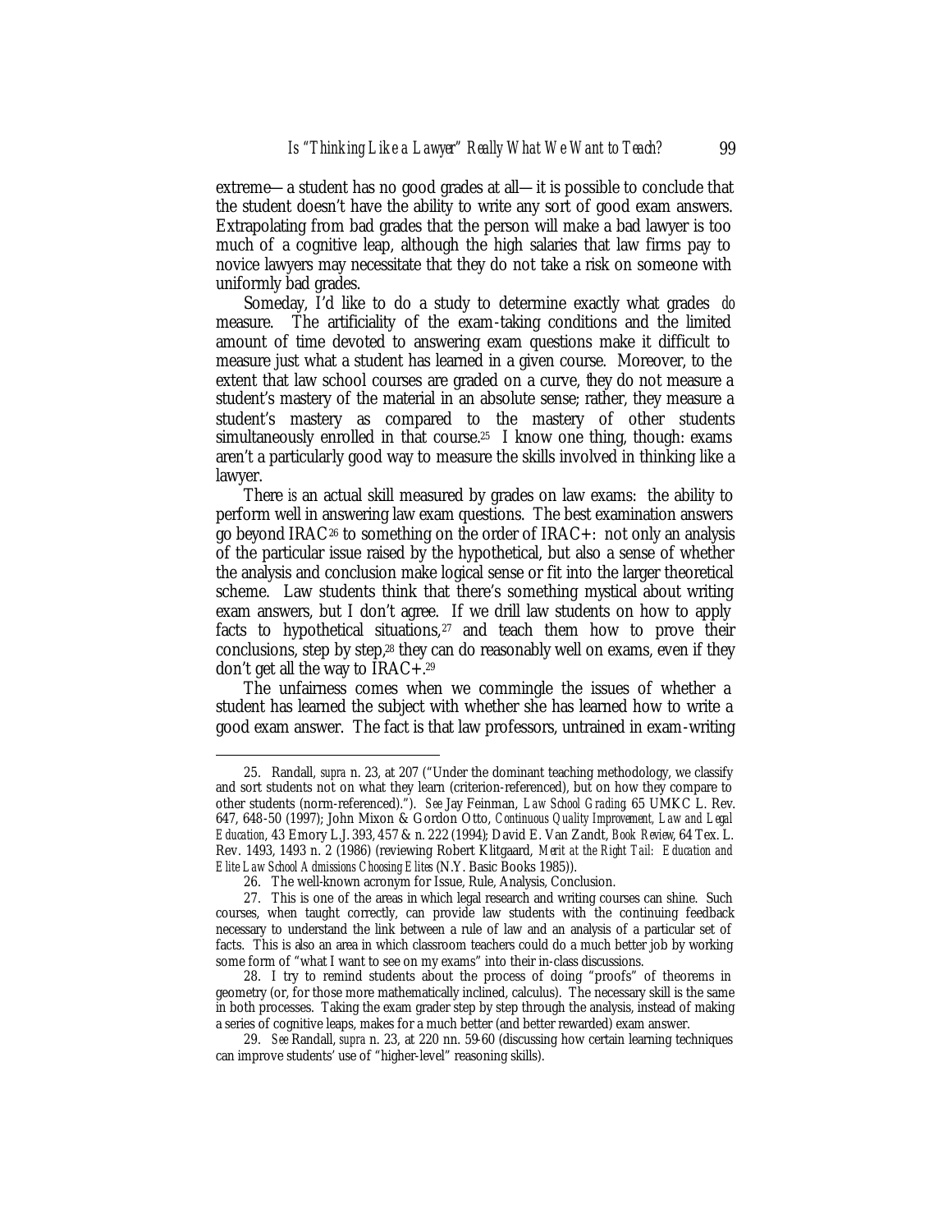extreme—a student has no good grades at all—it is possible to conclude that the student doesn't have the ability to write any sort of good exam answers. Extrapolating from bad grades that the person will make a bad lawyer is too much of a cognitive leap, although the high salaries that law firms pay to novice lawyers may necessitate that they do not take a risk on someone with uniformly bad grades.

Someday, I'd like to do a study to determine exactly what grades *do* measure. The artificiality of the exam-taking conditions and the limited amount of time devoted to answering exam questions make it difficult to measure just what a student has learned in a given course. Moreover, to the extent that law school courses are graded on a curve, they do not measure a student's mastery of the material in an absolute sense; rather, they measure a student's mastery as compared to the mastery of other students simultaneously enrolled in that course.[25] I know one thing, though: exams aren't a particularly good way to measure the skills involved in thinking like a lawyer.

There *is* an actual skill measured by grades on law exams: the ability to perform well in answering law exam questions. The best examination answers go beyond IRAC[26] to something on the order of IRAC+: not only an analysis of the particular issue raised by the hypothetical, but also a sense of whether the analysis and conclusion make logical sense or fit into the larger theoretical scheme. Law students think that there's something mystical about writing exam answers, but I don't agree. If we drill law students on how to apply facts to hypothetical situations,[27] and teach them how to prove their conclusions, step by step,[28] they can do reasonably well on exams, even if they don't get all the way to IRAC+.[29]

The unfairness comes when we commingle the issues of whether a student has learned the subject with whether she has learned how to write a good exam answer. The fact is that law professors, untrained in exam-writing

---

25. Randall, *supra* n. 23, at 207 ("Under the dominant teaching methodology, we classify and sort students not on what they learn (criterion-referenced), but on how they compare to other students (norm-referenced)."). *See* Jay Feinman, *Law School Grading*, 65 UMKC L. Rev. 647, 648-50 (1997); John Mixon & Gordon Otto, *Continuous Quality Improvement, Law and Legal Education*, 43 Emory L.J. 393, 457 & n. 222 (1994); David E. Van Zandt, *Book Review*, 64 Tex. L. Rev. 1493, 1493 n. 2 (1986) (reviewing Robert Klitgaard, *Merit at the Right Tail: Education and Elite Law School Admissions Choosing Elites* (N.Y. Basic Books 1985)).

26. The well-known acronym for Issue, Rule, Analysis, Conclusion.

27. This is one of the areas in which legal research and writing courses can shine. Such courses, when taught correctly, can provide law students with the continuing feedback necessary to understand the link between a rule of law and an analysis of a particular set of facts. This is also an area in which classroom teachers could do a much better job by working some form of "what I want to see on my exams" into their in-class discussions.

28. I try to remind students about the process of doing "proofs" of theorems in geometry (or, for those more mathematically inclined, calculus). The necessary skill is the same in both processes. Taking the exam grader step by step through the analysis, instead of making a series of cognitive leaps, makes for a much better (and better rewarded) exam answer.

29. *See* Randall, *supra* n. 23, at 220 nn. 59-60 (discussing how certain learning techniques can improve students' use of "higher-level" reasoning skills).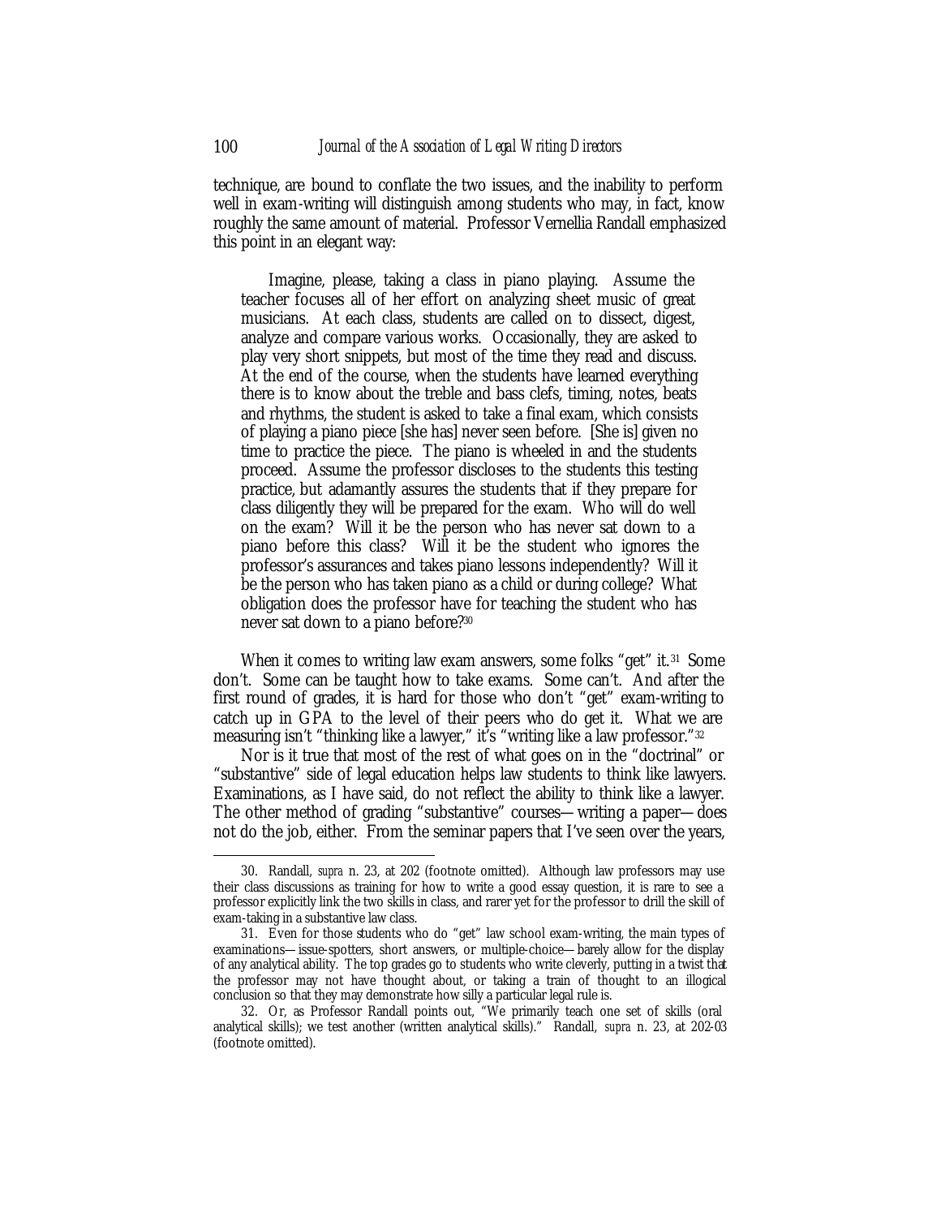technique, are bound to conflate the two issues, and the inability to perform well in exam-writing will distinguish among students who may, in fact, know roughly the same amount of material. Professor Vernellia Randall emphasized this point in an elegant way:

> Imagine, please, taking a class in piano playing. Assume the teacher focuses all of her effort on analyzing sheet music of great musicians. At each class, students are called on to dissect, digest, analyze and compare various works. Occasionally, they are asked to play very short snippets, but most of the time they read and discuss. At the end of the course, when the students have learned everything there is to know about the treble and bass clefs, timing, notes, beats and rhythms, the student is asked to take a final exam, which consists of playing a piano piece [she has] never seen before. [She is] given no time to practice the piece. The piano is wheeled in and the students proceed. Assume the professor discloses to the students this testing practice, but adamantly assures the students that if they prepare for class diligently they will be prepared for the exam. Who will do well on the exam? Will it be the person who has never sat down to a piano before this class? Will it be the student who ignores the professor's assurances and takes piano lessons independently? Will it be the person who has taken piano as a child or during college? What obligation does the professor have for teaching the student who has never sat down to a piano before?[30]

When it comes to writing law exam answers, some folks "get" it.[31] Some don't. Some can be taught how to take exams. Some can't. And after the first round of grades, it is hard for those who don't "get" exam-writing to catch up in GPA to the level of their peers who do get it. What we are measuring isn't "thinking like a lawyer," it's "writing like a law professor."[32]

Nor is it true that most of the rest of what goes on in the "doctrinal" or "substantive" side of legal education helps law students to think like lawyers. Examinations, as I have said, do not reflect the ability to think like a lawyer. The other method of grading "substantive" courses—writing a paper—does not do the job, either. From the seminar papers that I've seen over the years,

---

30. Randall, *supra* n. 23, at 202 (footnote omitted). Although law professors may use their class discussions as training for how to write a good essay question, it is rare to see a professor explicitly link the two skills in class, and rarer yet for the professor to drill the skill of exam-taking in a substantive law class.

31. Even for those students who do "get" law school exam-writing, the main types of examinations—issue-spotters, short answers, or multiple-choice—barely allow for the display of any analytical ability. The top grades go to students who write cleverly, putting in a twist that the professor may not have thought about, or taking a train of thought to an illogical conclusion so that they may demonstrate how silly a particular legal rule is.

32. Or, as Professor Randall points out, "We primarily teach one set of skills (oral analytical skills); we test another (written analytical skills)." Randall, *supra* n. 23, at 202-03 (footnote omitted).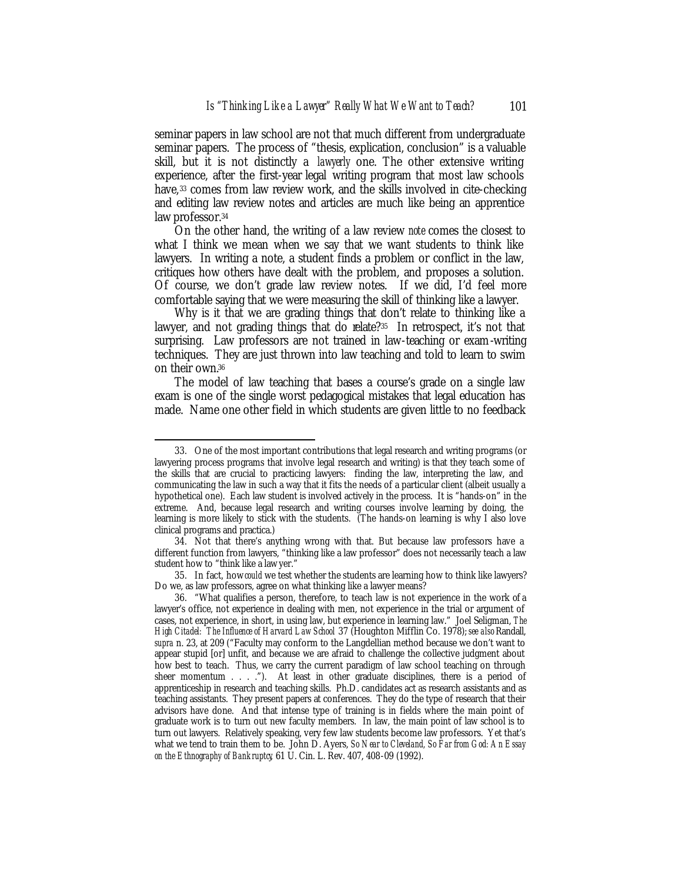seminar papers in law school are not that much different from undergraduate seminar papers. The process of "thesis, explication, conclusion" is a valuable skill, but it is not distinctly a *lawyerly* one. The other extensive writing experience, after the first-year legal writing program that most law schools have,[33] comes from law review work, and the skills involved in cite-checking and editing law review notes and articles are much like being an apprentice law professor.[34]

On the other hand, the writing of a law review *note* comes the closest to what I think we mean when we say that we want students to think like lawyers. In writing a note, a student finds a problem or conflict in the law, critiques how others have dealt with the problem, and proposes a solution. Of course, we don't grade law review notes. If we did, I'd feel more comfortable saying that we were measuring the skill of thinking like a lawyer.

Why is it that we are grading things that don't relate to thinking like a lawyer, and not grading things that do relate?[35] In retrospect, it's not that surprising. Law professors are not trained in law-teaching or exam-writing techniques. They are just thrown into law teaching and told to learn to swim on their own.[36]

The model of law teaching that bases a course's grade on a single law exam is one of the single worst pedagogical mistakes that legal education has made. Name one other field in which students are given little to no feedback

---

33. One of the most important contributions that legal research and writing programs (or lawyering process programs that involve legal research and writing) is that they teach some of the skills that are crucial to practicing lawyers: finding the law, interpreting the law, and communicating the law in such a way that it fits the needs of a particular client (albeit usually a hypothetical one). Each law student is involved actively in the process. It is "hands-on" in the extreme. And, because legal research and writing courses involve learning by doing, the learning is more likely to stick with the students. (The hands-on learning is why I also love clinical programs and practica.)

34. Not that there's anything wrong with that. But because law professors have a different function from lawyers, "thinking like a law professor" does not necessarily teach a law student how to "think like a lawyer."

35. In fact, how *could* we test whether the students are learning how to think like lawyers? Do we, as law professors, agree on what thinking like a lawyer means?

36. "What qualifies a person, therefore, to teach law is not experience in the work of a lawyer's office, not experience in dealing with men, not experience in the trial or argument of cases, not experience, in short, in using law, but experience in learning law." Joel Seligman, *The High Citadel: The Influence of Harvard Law School* 37 (Houghton Mifflin Co. 1978); *see also* Randall, *supra* n. 23, at 209 ("Faculty may conform to the Langdellian method because we don't want to appear stupid [or] unfit, and because we are afraid to challenge the collective judgment about how best to teach. Thus, we carry the current paradigm of law school teaching on through sheer momentum . . . ."). At least in other graduate disciplines, there is a period of apprenticeship in research and teaching skills. Ph.D. candidates act as research assistants and as teaching assistants. They present papers at conferences. They do the type of research that their advisors have done. And that intense type of training is in fields where the main point of graduate work is to turn out new faculty members. In law, the main point of law school is to turn out lawyers. Relatively speaking, very few law students become law professors. Yet that's what we tend to train them to be. John D. Ayers, *So Near to Cleveland, So Far from God: An Essay on the Ethnography of Bankruptcy*, 61 U. Cin. L. Rev. 407, 408-09 (1992).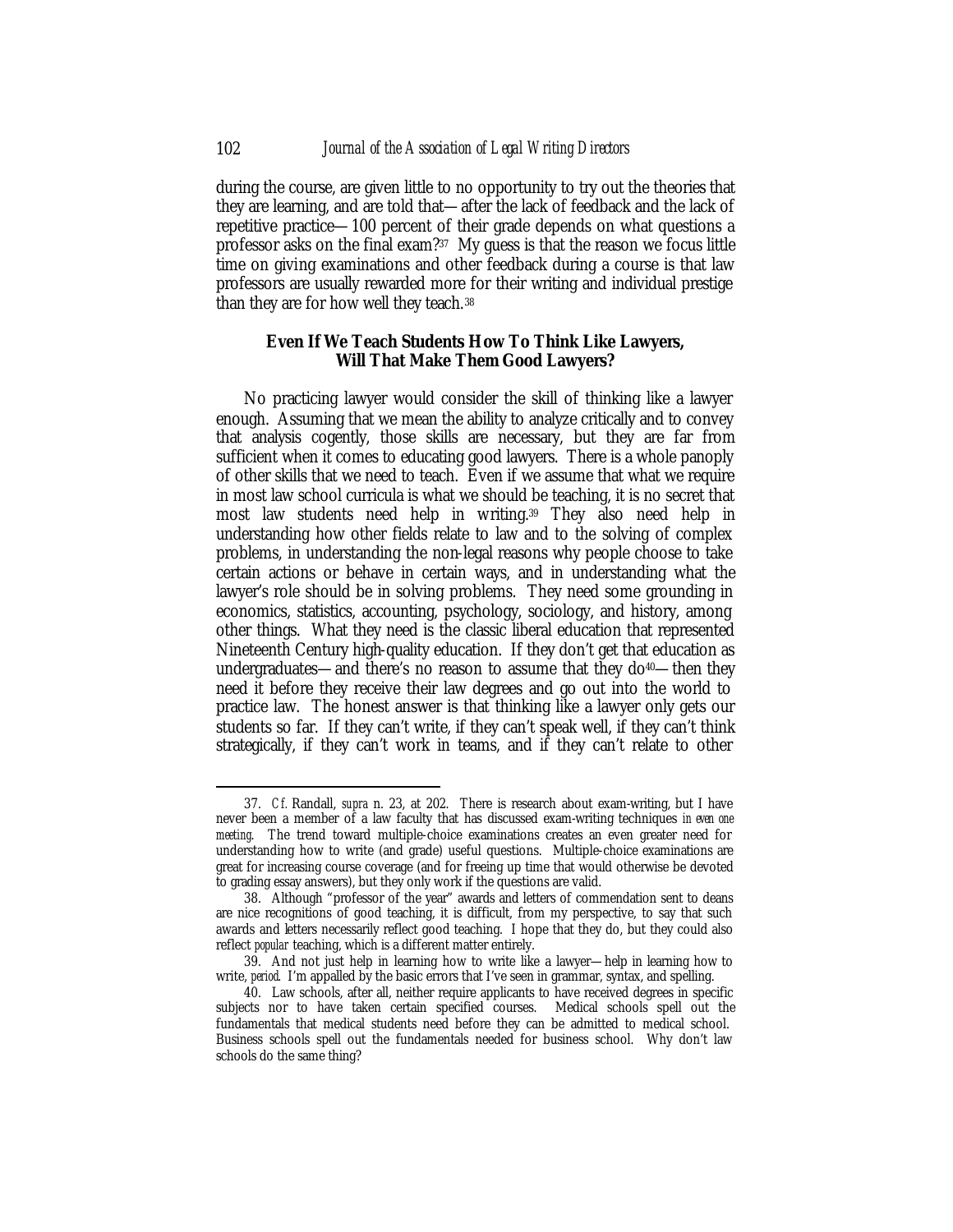during the course, are given little to no opportunity to try out the theories that they are learning, and are told that—after the lack of feedback and the lack of repetitive practice—100 percent of their grade depends on what questions a professor asks on the final exam?[37] My guess is that the reason we focus little time on giving examinations and other feedback during a course is that law professors are usually rewarded more for their writing and individual prestige than they are for how well they teach.[38]

### Even If We Teach Students How To Think Like Lawyers, Will That Make Them Good Lawyers?

No practicing lawyer would consider the skill of thinking like a lawyer enough. Assuming that we mean the ability to analyze critically and to convey that analysis cogently, those skills are necessary, but they are far from sufficient when it comes to educating good lawyers. There is a whole panoply of other skills that we need to teach. Even if we assume that what we require in most law school curricula is what we should be teaching, it is no secret that most law students need help in writing.[39] They also need help in understanding how other fields relate to law and to the solving of complex problems, in understanding the non-legal reasons why people choose to take certain actions or behave in certain ways, and in understanding what the lawyer's role should be in solving problems. They need some grounding in economics, statistics, accounting, psychology, sociology, and history, among other things. What they need is the classic liberal education that represented Nineteenth Century high-quality education. If they don't get that education as undergraduates—and there's no reason to assume that they do[40]—then they need it before they receive their law degrees and go out into the world to practice law. The honest answer is that thinking like a lawyer only gets our students so far. If they can't write, if they can't speak well, if they can't think strategically, if they can't work in teams, and if they can't relate to other

---

37. *Cf.* Randall, *supra* n. 23, at 202. There is research about exam-writing, but I have never been a member of a law faculty that has discussed exam-writing techniques *in even one meeting*. The trend toward multiple-choice examinations creates an even greater need for understanding how to write (and grade) useful questions. Multiple-choice examinations are great for increasing course coverage (and for freeing up time that would otherwise be devoted to grading essay answers), but they only work if the questions are valid.

38. Although "professor of the year" awards and letters of commendation sent to deans are nice recognitions of good teaching, it is difficult, from my perspective, to say that such awards and letters necessarily reflect good teaching. I hope that they do, but they could also reflect *popular* teaching, which is a different matter entirely.

39. And not just help in learning how to write like a lawyer—help in learning how to write, *period*. I'm appalled by the basic errors that I've seen in grammar, syntax, and spelling.

40. Law schools, after all, neither require applicants to have received degrees in specific subjects nor to have taken certain specified courses. Medical schools spell out the fundamentals that medical students need before they can be admitted to medical school. Business schools spell out the fundamentals needed for business school. Why don't law schools do the same thing?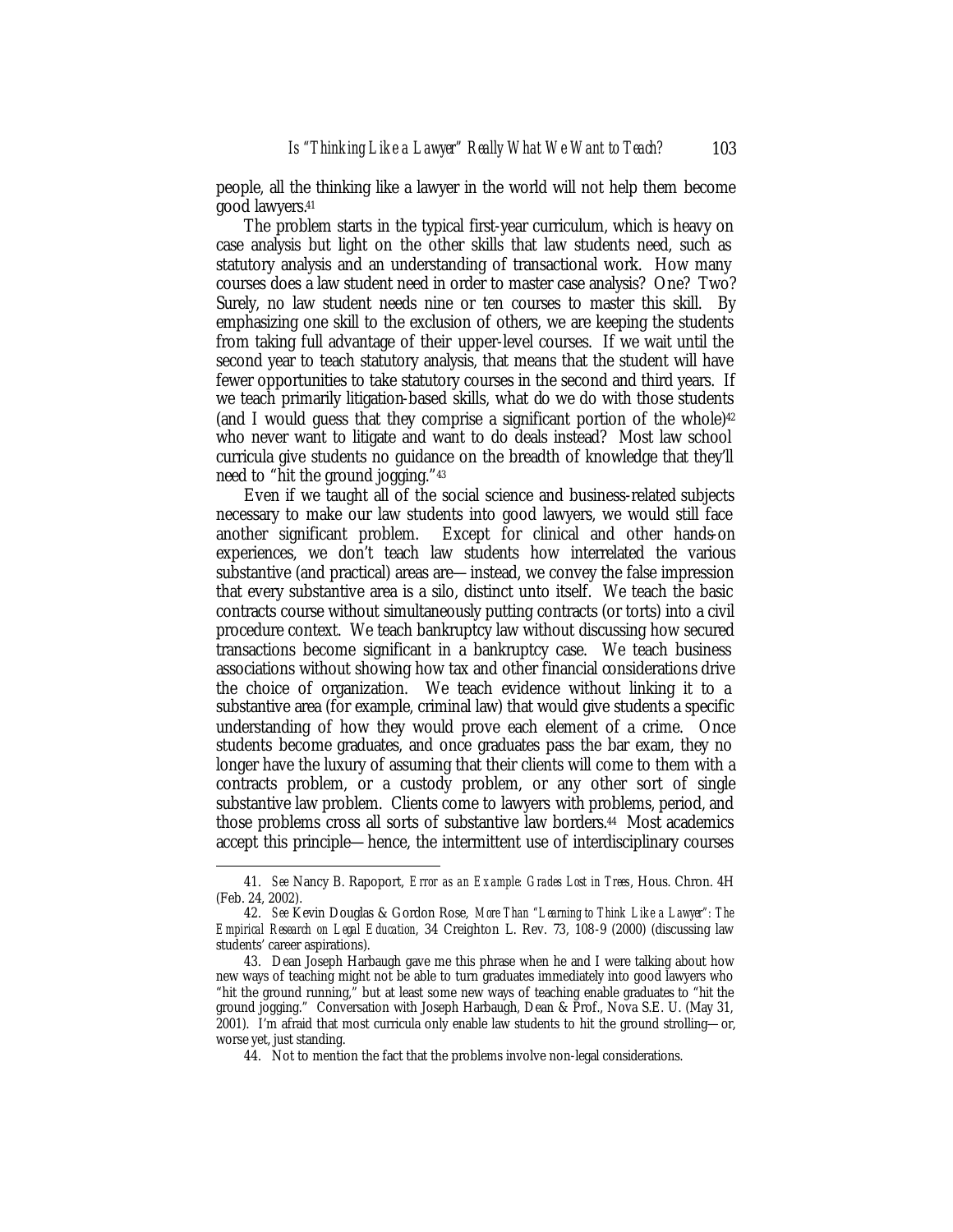people, all the thinking like a lawyer in the world will not help them become good lawyers.[41]

The problem starts in the typical first-year curriculum, which is heavy on case analysis but light on the other skills that law students need, such as statutory analysis and an understanding of transactional work. How many courses does a law student need in order to master case analysis? One? Two? Surely, no law student needs nine or ten courses to master this skill. By emphasizing one skill to the exclusion of others, we are keeping the students from taking full advantage of their upper-level courses. If we wait until the second year to teach statutory analysis, that means that the student will have fewer opportunities to take statutory courses in the second and third years. If we teach primarily litigation-based skills, what do we do with those students (and I would guess that they comprise a significant portion of the whole)[42] who never want to litigate and want to do deals instead? Most law school curricula give students no guidance on the breadth of knowledge that they'll need to "hit the ground jogging."[43]

Even if we taught all of the social science and business-related subjects necessary to make our law students into good lawyers, we would still face another significant problem. Except for clinical and other hands-on experiences, we don't teach law students how interrelated the various substantive (and practical) areas are—instead, we convey the false impression that every substantive area is a silo, distinct unto itself. We teach the basic contracts course without simultaneously putting contracts (or torts) into a civil procedure context. We teach bankruptcy law without discussing how secured transactions become significant in a bankruptcy case. We teach business associations without showing how tax and other financial considerations drive the choice of organization. We teach evidence without linking it to a substantive area (for example, criminal law) that would give students a specific understanding of how they would prove each element of a crime. Once students become graduates, and once graduates pass the bar exam, they no longer have the luxury of assuming that their clients will come to them with a contracts problem, or a custody problem, or any other sort of single substantive law problem. Clients come to lawyers with problems, period, and those problems cross all sorts of substantive law borders.[44] Most academics accept this principle—hence, the intermittent use of interdisciplinary courses

---

41. *See* Nancy B. Rapoport, *Error as an Example: Grades Lost in Trees*, Hous. Chron. 4H (Feb. 24, 2002).

42. *See* Kevin Douglas & Gordon Rose, *More Than "Learning to Think Like a Lawyer": The Empirical Research on Legal Education*, 34 Creighton L. Rev. 73, 108-9 (2000) (discussing law students' career aspirations).

43. Dean Joseph Harbaugh gave me this phrase when he and I were talking about how new ways of teaching might not be able to turn graduates immediately into good lawyers who "hit the ground running," but at least some new ways of teaching enable graduates to "hit the ground jogging." Conversation with Joseph Harbaugh, Dean & Prof., Nova S.E. U. (May 31, 2001). I'm afraid that most curricula only enable law students to hit the ground strolling—or, worse yet, just standing.

44. Not to mention the fact that the problems involve non-legal considerations.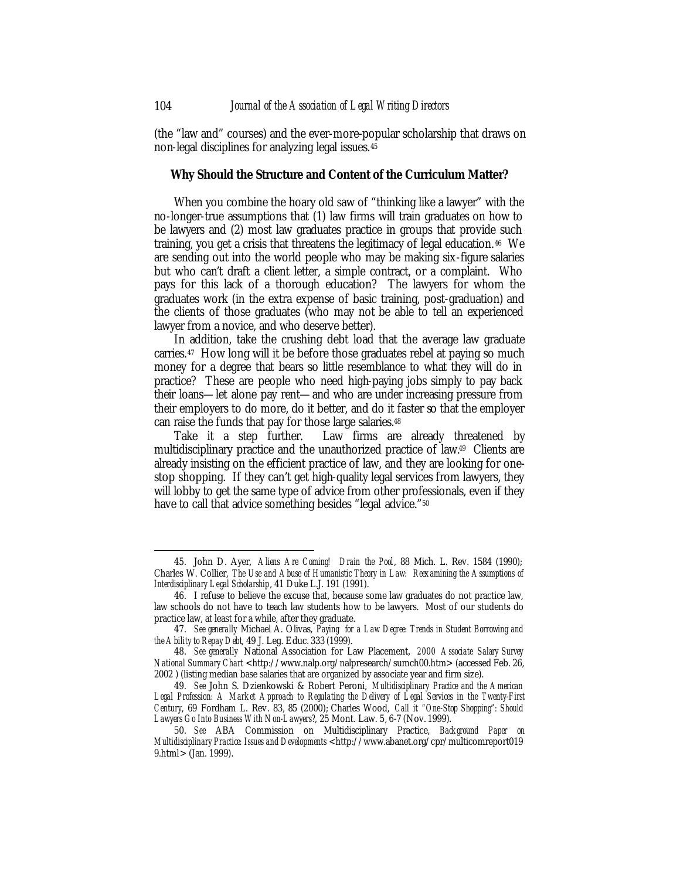(the "law and" courses) and the ever-more-popular scholarship that draws on non-legal disciplines for analyzing legal issues.[45]

**Why Should the Structure and Content of the Curriculum Matter?**

When you combine the hoary old saw of "thinking like a lawyer" with the no-longer-true assumptions that (1) law firms will train graduates on how to be lawyers and (2) most law graduates practice in groups that provide such training, you get a crisis that threatens the legitimacy of legal education.[46] We are sending out into the world people who may be making six-figure salaries but who can't draft a client letter, a simple contract, or a complaint. Who pays for this lack of a thorough education? The lawyers for whom the graduates work (in the extra expense of basic training, post-graduation) and the clients of those graduates (who may not be able to tell an experienced lawyer from a novice, and who deserve better).

In addition, take the crushing debt load that the average law graduate carries.[47] How long will it be before those graduates rebel at paying so much money for a degree that bears so little resemblance to what they will do in practice? These are people who need high-paying jobs simply to pay back their loans—let alone pay rent—and who are under increasing pressure from their employers to do more, do it better, and do it faster so that the employer can raise the funds that pay for those large salaries.[48]

Take it a step further. Law firms are already threatened by multidisciplinary practice and the unauthorized practice of law.[49] Clients are already insisting on the efficient practice of law, and they are looking for one-stop shopping. If they can't get high-quality legal services from lawyers, they will lobby to get the same type of advice from other professionals, even if they have to call that advice something besides "legal advice."[50]

---

45. John D. Ayer, *Aliens Are Coming! Drain the Pool*, 88 Mich. L. Rev. 1584 (1990); Charles W. Collier, *The Use and Abuse of Humanistic Theory in Law: Reexamining the Assumptions of Interdisciplinary Legal Scholarship*, 41 Duke L.J. 191 (1991).

46. I refuse to believe the excuse that, because some law graduates do not practice law, law schools do not have to teach law students how to be lawyers. Most of our students do practice law, at least for a while, after they graduate.

47. *See generally* Michael A. Olivas, *Paying for a Law Degree: Trends in Student Borrowing and the Ability to Repay Debt*, 49 J. Leg. Educ. 333 (1999).

48. *See generally* National Association for Law Placement, *2000 Associate Salary Survey National Summary Chart* <http://www.nalp.org/nalpresearch/sumch00.htm> (accessed Feb. 26, 2002 ) (listing median base salaries that are organized by associate year and firm size).

49. *See* John S. Dzienkowski & Robert Peroni, *Multidisciplinary Practice and the American Legal Profession: A Market Approach to Regulating the Delivery of Legal Services in the Twenty-First Century*, 69 Fordham L. Rev. 83, 85 (2000); Charles Wood, *Call it "One-Stop Shopping": Should Lawyers Go Into Business With Non-Lawyers?*, 25 Mont. Law. 5, 6-7 (Nov. 1999).

50. *See* ABA Commission on Multidisciplinary Practice, *Background Paper on Multidisciplinary Practice: Issues and Developments* <http://www.abanet.org/cpr/multicomreport0199.html> (Jan. 1999).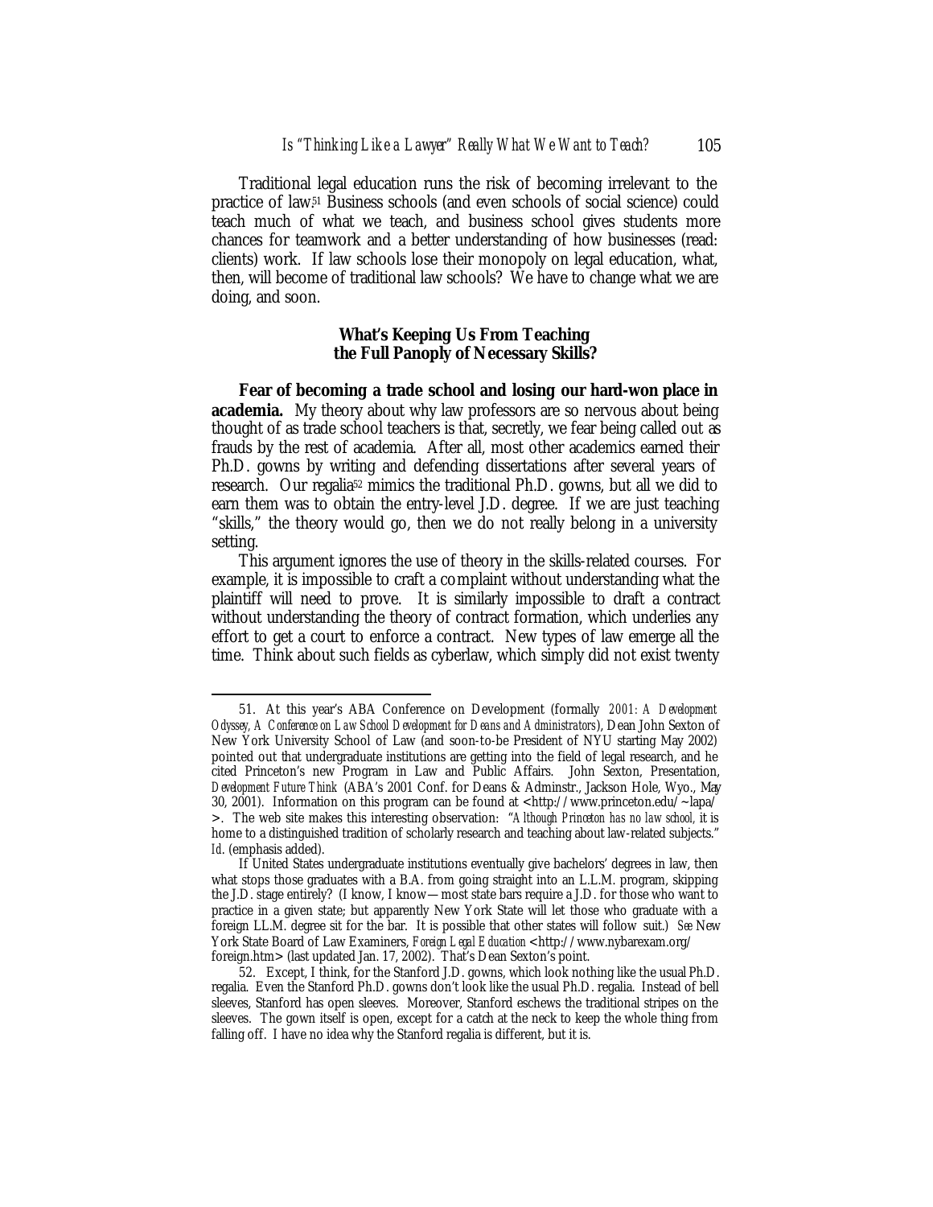Traditional legal education runs the risk of becoming irrelevant to the practice of law.[51] Business schools (and even schools of social science) could teach much of what we teach, and business school gives students more chances for teamwork and a better understanding of how businesses (read: clients) work. If law schools lose their monopoly on legal education, what, then, will become of traditional law schools? We have to change what we are doing, and soon.

### What's Keeping Us From Teaching the Full Panoply of Necessary Skills?

**Fear of becoming a trade school and losing our hard-won place in academia.** My theory about why law professors are so nervous about being thought of as trade school teachers is that, secretly, we fear being called out as frauds by the rest of academia. After all, most other academics earned their Ph.D. gowns by writing and defending dissertations after several years of research. Our regalia[52] mimics the traditional Ph.D. gowns, but all we did to earn them was to obtain the entry-level J.D. degree. If we are just teaching "skills," the theory would go, then we do not really belong in a university setting.

This argument ignores the use of theory in the skills-related courses. For example, it is impossible to craft a complaint without understanding what the plaintiff will need to prove. It is similarly impossible to draft a contract without understanding the theory of contract formation, which underlies any effort to get a court to enforce a contract. New types of law emerge all the time. Think about such fields as cyberlaw, which simply did not exist twenty

---

51. At this year's ABA Conference on Development (formally *2001: A Development Odyssey, A Conference on Law School Development for Deans and Administrators*), Dean John Sexton of New York University School of Law (and soon-to-be President of NYU starting May 2002) pointed out that undergraduate institutions are getting into the field of legal research, and he cited Princeton's new Program in Law and Public Affairs. John Sexton, Presentation, *Development Future Think* (ABA's 2001 Conf. for Deans & Adminstr., Jackson Hole, Wyo., May 30, 2001). Information on this program can be found at <http://www.princeton.edu/~lapa/>. The web site makes this interesting observation: "*Although Princeton has no law school*, it is home to a distinguished tradition of scholarly research and teaching about law-related subjects." *Id.* (emphasis added).

If United States undergraduate institutions eventually give bachelors' degrees in law, then what stops those graduates with a B.A. from going straight into an L.L.M. program, skipping the J.D. stage entirely? (I know, I know—most state bars require a J.D. for those who want to practice in a given state; but apparently New York State will let those who graduate with a foreign LL.M. degree sit for the bar. It is possible that other states will follow suit.) *See* New York State Board of Law Examiners, *Foreign Legal Education* <http://www.nybarexam.org/foreign.htm> (last updated Jan. 17, 2002). That's Dean Sexton's point.

52. Except, I think, for the Stanford J.D. gowns, which look nothing like the usual Ph.D. regalia. Even the Stanford Ph.D. gowns don't look like the usual Ph.D. regalia. Instead of bell sleeves, Stanford has open sleeves. Moreover, Stanford eschews the traditional stripes on the sleeves. The gown itself is open, except for a catch at the neck to keep the whole thing from falling off. I have no idea why the Stanford regalia is different, but it is.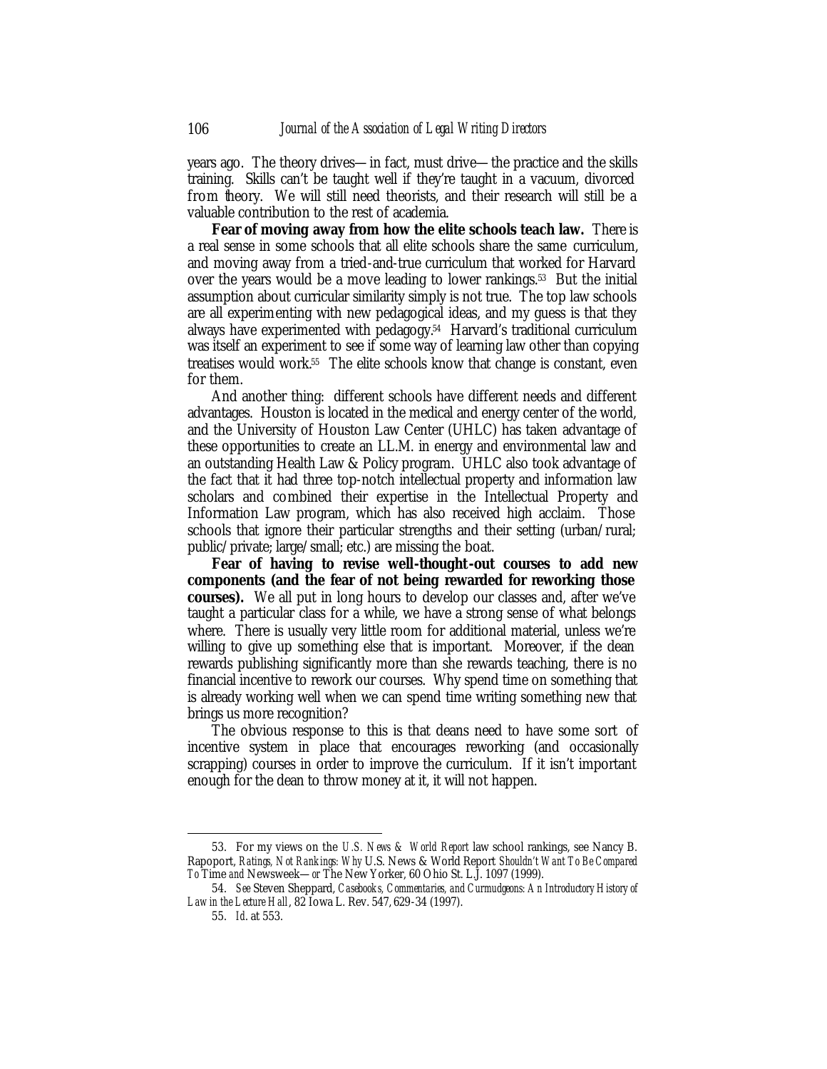years ago. The theory drives—in fact, must drive—the practice and the skills training. Skills can't be taught well if they're taught in a vacuum, divorced from theory. We will still need theorists, and their research will still be a valuable contribution to the rest of academia.

**Fear of moving away from how the elite schools teach law.** There is a real sense in some schools that all elite schools share the same curriculum, and moving away from a tried-and-true curriculum that worked for Harvard over the years would be a move leading to lower rankings.[53] But the initial assumption about curricular similarity simply is not true. The top law schools are all experimenting with new pedagogical ideas, and my guess is that they always have experimented with pedagogy.[54] Harvard's traditional curriculum was itself an experiment to see if some way of learning law other than copying treatises would work.[55] The elite schools know that change is constant, even for them.

And another thing: different schools have different needs and different advantages. Houston is located in the medical and energy center of the world, and the University of Houston Law Center (UHLC) has taken advantage of these opportunities to create an LL.M. in energy and environmental law and an outstanding Health Law & Policy program. UHLC also took advantage of the fact that it had three top-notch intellectual property and information law scholars and combined their expertise in the Intellectual Property and Information Law program, which has also received high acclaim. Those schools that ignore their particular strengths and their setting (urban/rural; public/private; large/small; etc.) are missing the boat.

**Fear of having to revise well-thought-out courses to add new components (and the fear of not being rewarded for reworking those courses).** We all put in long hours to develop our classes and, after we've taught a particular class for a while, we have a strong sense of what belongs where. There is usually very little room for additional material, unless we're willing to give up something else that is important. Moreover, if the dean rewards publishing significantly more than she rewards teaching, there is no financial incentive to rework our courses. Why spend time on something that is already working well when we can spend time writing something new that brings us more recognition?

The obvious response to this is that deans need to have some sort of incentive system in place that encourages reworking (and occasionally scrapping) courses in order to improve the curriculum. If it isn't important enough for the dean to throw money at it, it will not happen.

---

53. For my views on the *U.S. News & World Report* law school rankings, see Nancy B. Rapoport, *Ratings, Not Rankings: Why* U.S. News & World Report *Shouldn't Want To Be Compared To* Time *and* Newsweek*—or* The New Yorker, 60 Ohio St. L.J. 1097 (1999).

54. *See* Steven Sheppard, *Casebooks, Commentaries, and Curmudgeons: An Introductory History of Law in the Lecture Hall*, 82 Iowa L. Rev. 547, 629-34 (1997).

55. *Id.* at 553.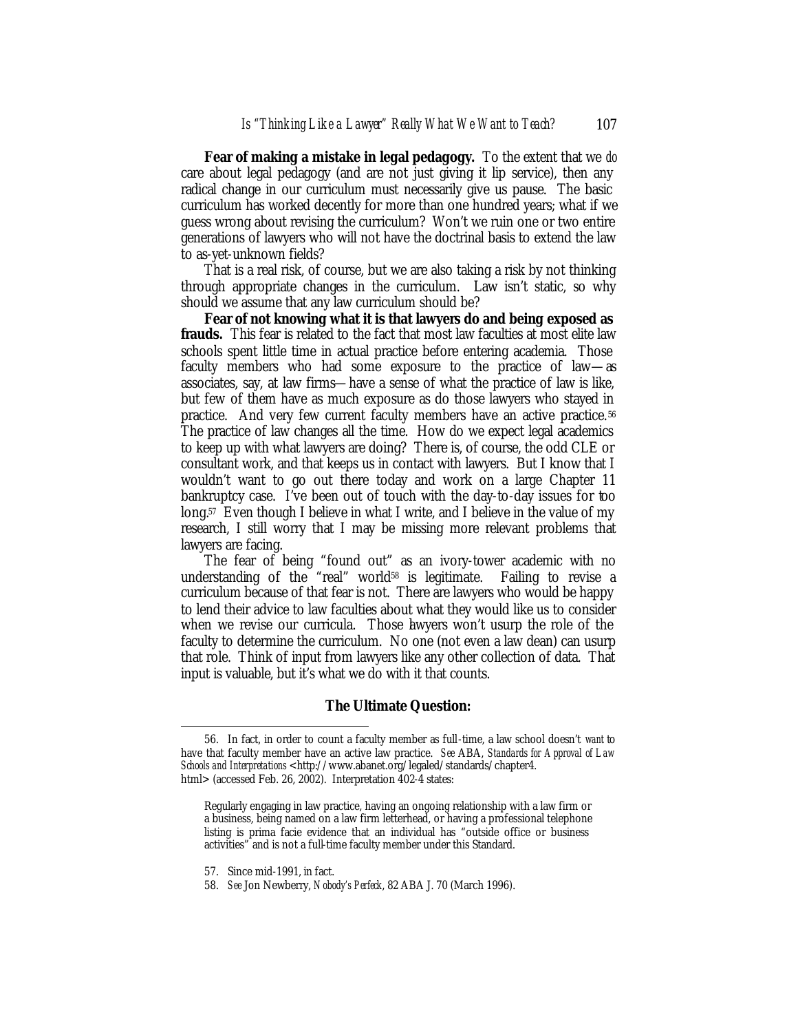**Fear of making a mistake in legal pedagogy.** To the extent that we *do* care about legal pedagogy (and are not just giving it lip service), then any radical change in our curriculum must necessarily give us pause. The basic curriculum has worked decently for more than one hundred years; what if we guess wrong about revising the curriculum? Won't we ruin one or two entire generations of lawyers who will not have the doctrinal basis to extend the law to as-yet-unknown fields?

That is a real risk, of course, but we are also taking a risk by not thinking through appropriate changes in the curriculum. Law isn't static, so why should we assume that any law curriculum should be?

**Fear of not knowing what it is that lawyers do and being exposed as frauds.** This fear is related to the fact that most law faculties at most elite law schools spent little time in actual practice before entering academia. Those faculty members who had some exposure to the practice of law—as associates, say, at law firms—have a sense of what the practice of law is like, but few of them have as much exposure as do those lawyers who stayed in practice. And very few current faculty members have an active practice.[56] The practice of law changes all the time. How do we expect legal academics to keep up with what lawyers are doing? There is, of course, the odd CLE or consultant work, and that keeps us in contact with lawyers. But I know that I wouldn't want to go out there today and work on a large Chapter 11 bankruptcy case. I've been out of touch with the day-to-day issues for too long.[57] Even though I believe in what I write, and I believe in the value of my research, I still worry that I may be missing more relevant problems that lawyers are facing.

The fear of being "found out" as an ivory-tower academic with no understanding of the "real" world[58] is legitimate. Failing to revise a curriculum because of that fear is not. There are lawyers who would be happy to lend their advice to law faculties about what they would like us to consider when we revise our curricula. Those lawyers won't usurp the role of the faculty to determine the curriculum. No one (not even a law dean) can usurp that role. Think of input from lawyers like any other collection of data. That input is valuable, but it's what we do with it that counts.

## The Ultimate Question:

---

56. In fact, in order to count a faculty member as full-time, a law school doesn't *want* to have that faculty member have an active law practice. *See* ABA, *Standards for Approval of Law Schools and Interpretations* <http://www.abanet.org/legaled/standards/chapter4.html> (accessed Feb. 26, 2002). Interpretation 402-4 states:

> Regularly engaging in law practice, having an ongoing relationship with a law firm or a business, being named on a law firm letterhead, or having a professional telephone listing is prima facie evidence that an individual has "outside office or business activities" and is not a full-time faculty member under this Standard.

57. Since mid-1991, in fact.

58. *See* Jon Newberry, *Nobody's Perfeck*, 82 ABA J. 70 (March 1996).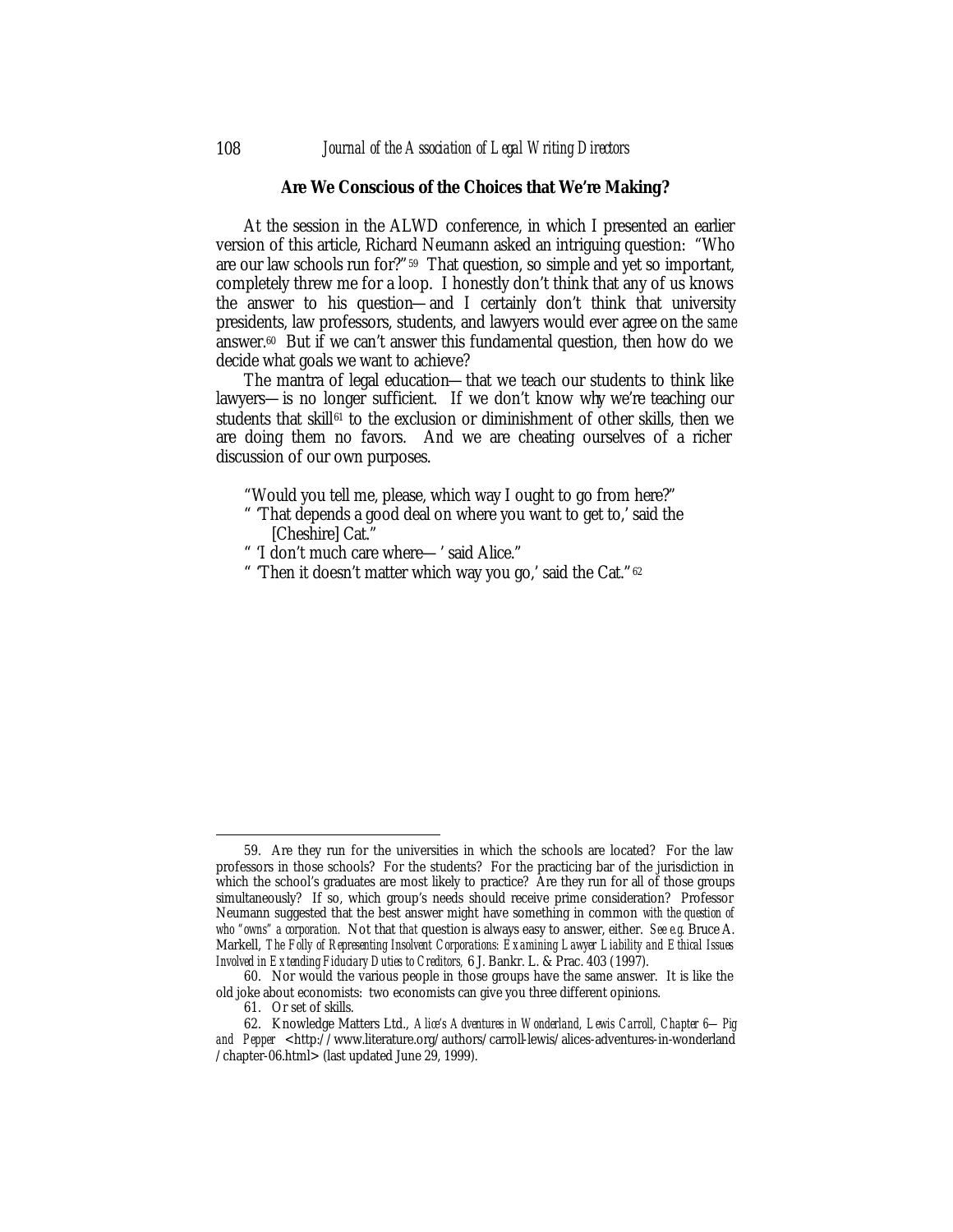### Are We Conscious of the Choices that We're Making?

At the session in the ALWD conference, in which I presented an earlier version of this article, Richard Neumann asked an intriguing question: "Who are our law schools run for?"[59] That question, so simple and yet so important, completely threw me for a loop. I honestly don't think that any of us knows the answer to his question—and I certainly don't think that university presidents, law professors, students, and lawyers would ever agree on the *same* answer.[60] But if we can't answer this fundamental question, then how do we decide what goals we want to achieve?

The mantra of legal education—that we teach our students to think like lawyers—is no longer sufficient. If we don't know *why* we're teaching our students that skill[61] to the exclusion or diminishment of other skills, then we are doing them no favors. And we are cheating ourselves of a richer discussion of our own purposes.

> "Would you tell me, please, which way I ought to go from here?"
> " 'That depends a good deal on where you want to get to,' said the [Cheshire] Cat."
> " 'I don't much care where— ' said Alice."
> " 'Then it doesn't matter which way you go,' said the Cat."[62]

---

59. Are they run for the universities in which the schools are located? For the law professors in those schools? For the students? For the practicing bar of the jurisdiction in which the school's graduates are most likely to practice? Are they run for all of those groups simultaneously? If so, which group's needs should receive prime consideration? Professor Neumann suggested that the best answer might have something in common *with the question of who "owns" a corporation.* Not that *that* question is always easy to answer, either. *See e.g.* Bruce A. Markell, *The Folly of Representing Insolvent Corporations: Examining Lawyer Liability and Ethical Issues Involved in Extending Fiduciary Duties to Creditors,* 6 J. Bankr. L. & Prac. 403 (1997).

60. Nor would the various people in those groups have the same answer. It is like the old joke about economists: two economists can give you three different opinions.

61. Or set of skills.

62. Knowledge Matters Ltd., *Alice's Adventures in Wonderland, Lewis Carroll, Chapter 6—Pig and Pepper* <http://www.literature.org/authors/carroll-lewis/alices-adventures-in-wonderland/chapter-06.html> (last updated June 29, 1999).